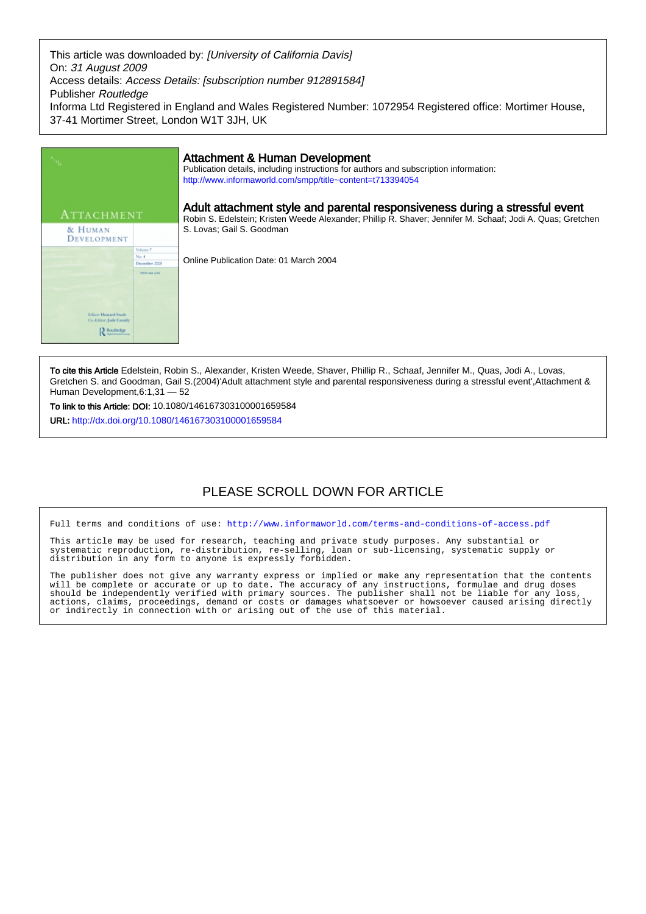This article was downloaded by: *[University of California Davis]*
On: *31 August 2009*
Access details: *Access Details: [subscription number 912891584]*
Publisher *Routledge*
Informa Ltd Registered in England and Wales Registered Number: 1072954 Registered office: Mortimer House, 37-41 Mortimer Street, London W1T 3JH, UK

# Attachment & Human Development

Publication details, including instructions for authors and subscription information:
http://www.informaworld.com/smpp/title~content=t713394054

## Adult attachment style and parental responsiveness during a stressful event

Robin S. Edelstein; Kristen Weede Alexander; Phillip R. Shaver; Jennifer M. Schaaf; Jodi A. Quas; Gretchen S. Lovas; Gail S. Goodman

Online Publication Date: 01 March 2004

**To cite this Article** Edelstein, Robin S., Alexander, Kristen Weede, Shaver, Phillip R., Schaaf, Jennifer M., Quas, Jodi A., Lovas, Gretchen S. and Goodman, Gail S.(2004)'Adult attachment style and parental responsiveness during a stressful event',Attachment & Human Development,6:1,31 — 52

**To link to this Article: DOI:** 10.1080/146167303100001659584

**URL:** http://dx.doi.org/10.1080/146167303100001659584

PLEASE SCROLL DOWN FOR ARTICLE

Full terms and conditions of use: http://www.informaworld.com/terms-and-conditions-of-access.pdf

This article may be used for research, teaching and private study purposes. Any substantial or systematic reproduction, re-distribution, re-selling, loan or sub-licensing, systematic supply or distribution in any form to anyone is expressly forbidden.

The publisher does not give any warranty express or implied or make any representation that the contents will be complete or accurate or up to date. The accuracy of any instructions, formulae and drug doses should be independently verified with primary sources. The publisher shall not be liable for any loss, actions, claims, proceedings, demand or costs or damages whatsoever or howsoever caused arising directly or indirectly in connection with or arising out of the use of this material.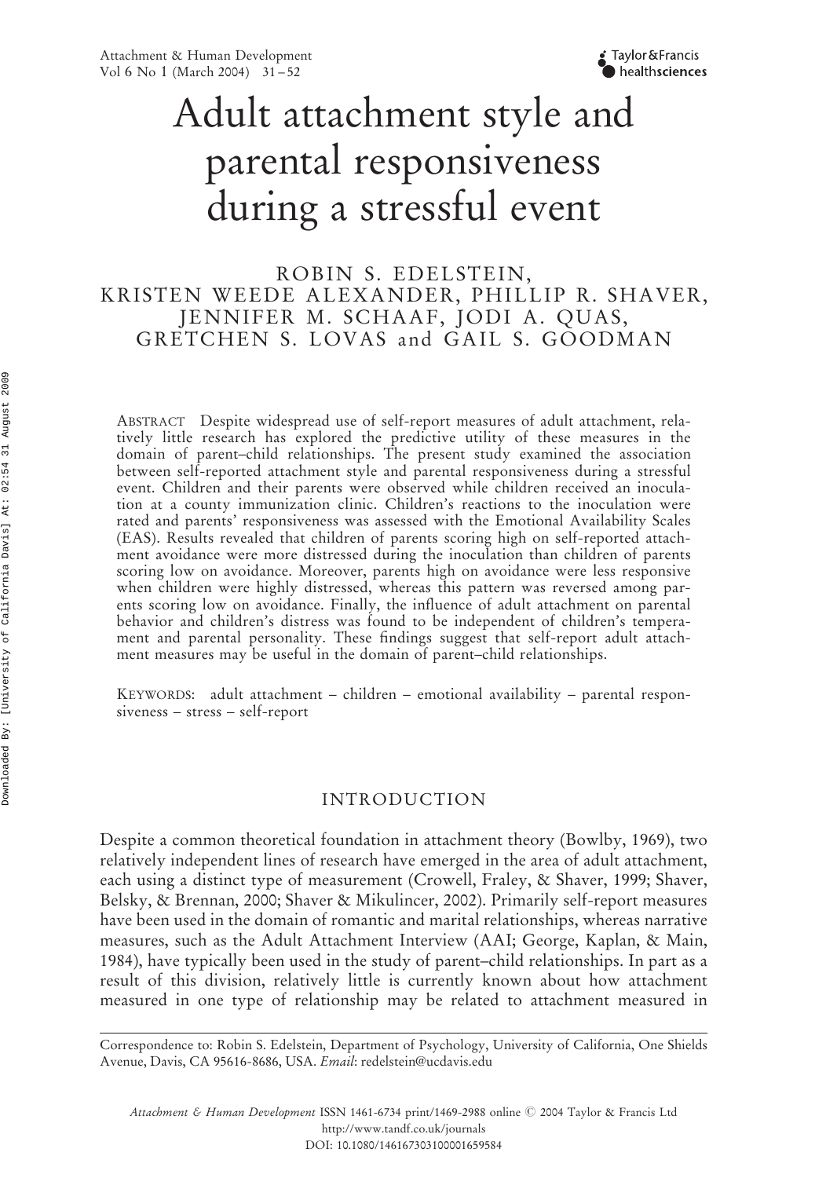# Adult attachment style and parental responsiveness during a stressful event

ROBIN S. EDELSTEIN, KRISTEN WEEDE ALEXANDER, PHILLIP R. SHAVER, JENNIFER M. SCHAAF, JODI A. QUAS, GRETCHEN S. LOVAS and GAIL S. GOODMAN

ABSTRACT Despite widespread use of self-report measures of adult attachment, relatively little research has explored the predictive utility of these measures in the domain of parent–child relationships. The present study examined the association between self-reported attachment style and parental responsiveness during a stressful event. Children and their parents were observed while children received an inoculation at a county immunization clinic. Children's reactions to the inoculation were rated and parents' responsiveness was assessed with the Emotional Availability Scales (EAS). Results revealed that children of parents scoring high on self-reported attachment avoidance were more distressed during the inoculation than children of parents scoring low on avoidance. Moreover, parents high on avoidance were less responsive when children were highly distressed, whereas this pattern was reversed among parents scoring low on avoidance. Finally, the influence of adult attachment on parental behavior and children's distress was found to be independent of children's temperament and parental personality. These findings suggest that self-report adult attachment measures may be useful in the domain of parent–child relationships.

KEYWORDS: adult attachment – children – emotional availability – parental responsiveness – stress – self-report

## INTRODUCTION

Despite a common theoretical foundation in attachment theory (Bowlby, 1969), two relatively independent lines of research have emerged in the area of adult attachment, each using a distinct type of measurement (Crowell, Fraley, & Shaver, 1999; Shaver, Belsky, & Brennan, 2000; Shaver & Mikulincer, 2002). Primarily self-report measures have been used in the domain of romantic and marital relationships, whereas narrative measures, such as the Adult Attachment Interview (AAI; George, Kaplan, & Main, 1984), have typically been used in the study of parent–child relationships. In part as a result of this division, relatively little is currently known about how attachment measured in one type of relationship may be related to attachment measured in

---

Correspondence to: Robin S. Edelstein, Department of Psychology, University of California, One Shields Avenue, Davis, CA 95616-8686, USA. *Email*: redelstein@ucdavis.edu

*Attachment & Human Development* ISSN 1461-6734 print/1469-2988 online © 2004 Taylor & Francis Ltd
http://www.tandf.co.uk/journals
DOI: 10.1080/14616730310001659584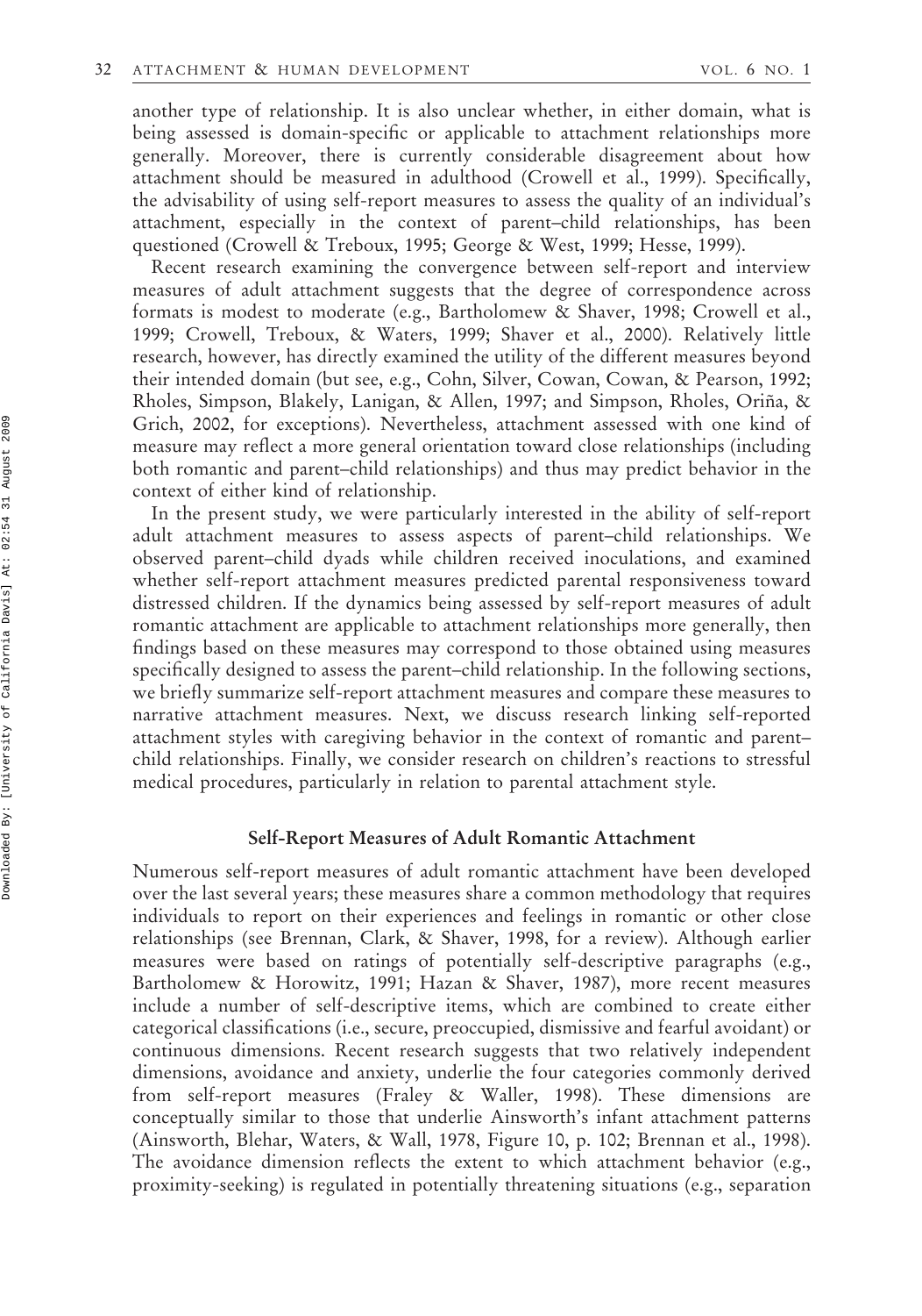another type of relationship. It is also unclear whether, in either domain, what is being assessed is domain-specific or applicable to attachment relationships more generally. Moreover, there is currently considerable disagreement about how attachment should be measured in adulthood (Crowell et al., 1999). Specifically, the advisability of using self-report measures to assess the quality of an individual's attachment, especially in the context of parent–child relationships, has been questioned (Crowell & Treboux, 1995; George & West, 1999; Hesse, 1999).

Recent research examining the convergence between self-report and interview measures of adult attachment suggests that the degree of correspondence across formats is modest to moderate (e.g., Bartholomew & Shaver, 1998; Crowell et al., 1999; Crowell, Treboux, & Waters, 1999; Shaver et al., 2000). Relatively little research, however, has directly examined the utility of the different measures beyond their intended domain (but see, e.g., Cohn, Silver, Cowan, Cowan, & Pearson, 1992; Rholes, Simpson, Blakely, Lanigan, & Allen, 1997; and Simpson, Rholes, Oriña, & Grich, 2002, for exceptions). Nevertheless, attachment assessed with one kind of measure may reflect a more general orientation toward close relationships (including both romantic and parent–child relationships) and thus may predict behavior in the context of either kind of relationship.

In the present study, we were particularly interested in the ability of self-report adult attachment measures to assess aspects of parent–child relationships. We observed parent–child dyads while children received inoculations, and examined whether self-report attachment measures predicted parental responsiveness toward distressed children. If the dynamics being assessed by self-report measures of adult romantic attachment are applicable to attachment relationships more generally, then findings based on these measures may correspond to those obtained using measures specifically designed to assess the parent–child relationship. In the following sections, we briefly summarize self-report attachment measures and compare these measures to narrative attachment measures. Next, we discuss research linking self-reported attachment styles with caregiving behavior in the context of romantic and parent–child relationships. Finally, we consider research on children's reactions to stressful medical procedures, particularly in relation to parental attachment style.

## Self-Report Measures of Adult Romantic Attachment

Numerous self-report measures of adult romantic attachment have been developed over the last several years; these measures share a common methodology that requires individuals to report on their experiences and feelings in romantic or other close relationships (see Brennan, Clark, & Shaver, 1998, for a review). Although earlier measures were based on ratings of potentially self-descriptive paragraphs (e.g., Bartholomew & Horowitz, 1991; Hazan & Shaver, 1987), more recent measures include a number of self-descriptive items, which are combined to create either categorical classifications (i.e., secure, preoccupied, dismissive and fearful avoidant) or continuous dimensions. Recent research suggests that two relatively independent dimensions, avoidance and anxiety, underlie the four categories commonly derived from self-report measures (Fraley & Waller, 1998). These dimensions are conceptually similar to those that underlie Ainsworth's infant attachment patterns (Ainsworth, Blehar, Waters, & Wall, 1978, Figure 10, p. 102; Brennan et al., 1998). The avoidance dimension reflects the extent to which attachment behavior (e.g., proximity-seeking) is regulated in potentially threatening situations (e.g., separation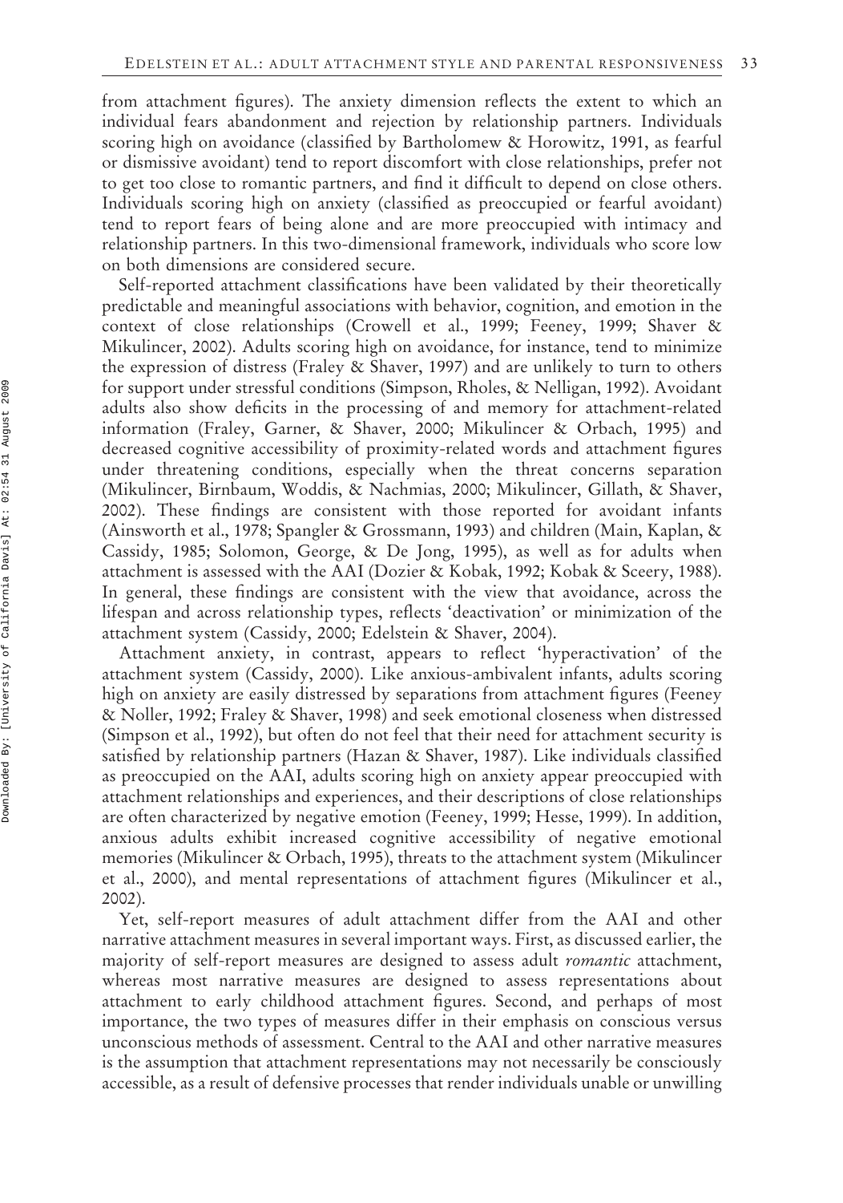from attachment figures). The anxiety dimension reflects the extent to which an individual fears abandonment and rejection by relationship partners. Individuals scoring high on avoidance (classified by Bartholomew & Horowitz, 1991, as fearful or dismissive avoidant) tend to report discomfort with close relationships, prefer not to get too close to romantic partners, and find it difficult to depend on close others. Individuals scoring high on anxiety (classified as preoccupied or fearful avoidant) tend to report fears of being alone and are more preoccupied with intimacy and relationship partners. In this two-dimensional framework, individuals who score low on both dimensions are considered secure.

Self-reported attachment classifications have been validated by their theoretically predictable and meaningful associations with behavior, cognition, and emotion in the context of close relationships (Crowell et al., 1999; Feeney, 1999; Shaver & Mikulincer, 2002). Adults scoring high on avoidance, for instance, tend to minimize the expression of distress (Fraley & Shaver, 1997) and are unlikely to turn to others for support under stressful conditions (Simpson, Rholes, & Nelligan, 1992). Avoidant adults also show deficits in the processing of and memory for attachment-related information (Fraley, Garner, & Shaver, 2000; Mikulincer & Orbach, 1995) and decreased cognitive accessibility of proximity-related words and attachment figures under threatening conditions, especially when the threat concerns separation (Mikulincer, Birnbaum, Woddis, & Nachmias, 2000; Mikulincer, Gillath, & Shaver, 2002). These findings are consistent with those reported for avoidant infants (Ainsworth et al., 1978; Spangler & Grossmann, 1993) and children (Main, Kaplan, & Cassidy, 1985; Solomon, George, & De Jong, 1995), as well as for adults when attachment is assessed with the AAI (Dozier & Kobak, 1992; Kobak & Sceery, 1988). In general, these findings are consistent with the view that avoidance, across the lifespan and across relationship types, reflects 'deactivation' or minimization of the attachment system (Cassidy, 2000; Edelstein & Shaver, 2004).

Attachment anxiety, in contrast, appears to reflect 'hyperactivation' of the attachment system (Cassidy, 2000). Like anxious-ambivalent infants, adults scoring high on anxiety are easily distressed by separations from attachment figures (Feeney & Noller, 1992; Fraley & Shaver, 1998) and seek emotional closeness when distressed (Simpson et al., 1992), but often do not feel that their need for attachment security is satisfied by relationship partners (Hazan & Shaver, 1987). Like individuals classified as preoccupied on the AAI, adults scoring high on anxiety appear preoccupied with attachment relationships and experiences, and their descriptions of close relationships are often characterized by negative emotion (Feeney, 1999; Hesse, 1999). In addition, anxious adults exhibit increased cognitive accessibility of negative emotional memories (Mikulincer & Orbach, 1995), threats to the attachment system (Mikulincer et al., 2000), and mental representations of attachment figures (Mikulincer et al., 2002).

Yet, self-report measures of adult attachment differ from the AAI and other narrative attachment measures in several important ways. First, as discussed earlier, the majority of self-report measures are designed to assess adult *romantic* attachment, whereas most narrative measures are designed to assess representations about attachment to early childhood attachment figures. Second, and perhaps of most importance, the two types of measures differ in their emphasis on conscious versus unconscious methods of assessment. Central to the AAI and other narrative measures is the assumption that attachment representations may not necessarily be consciously accessible, as a result of defensive processes that render individuals unable or unwilling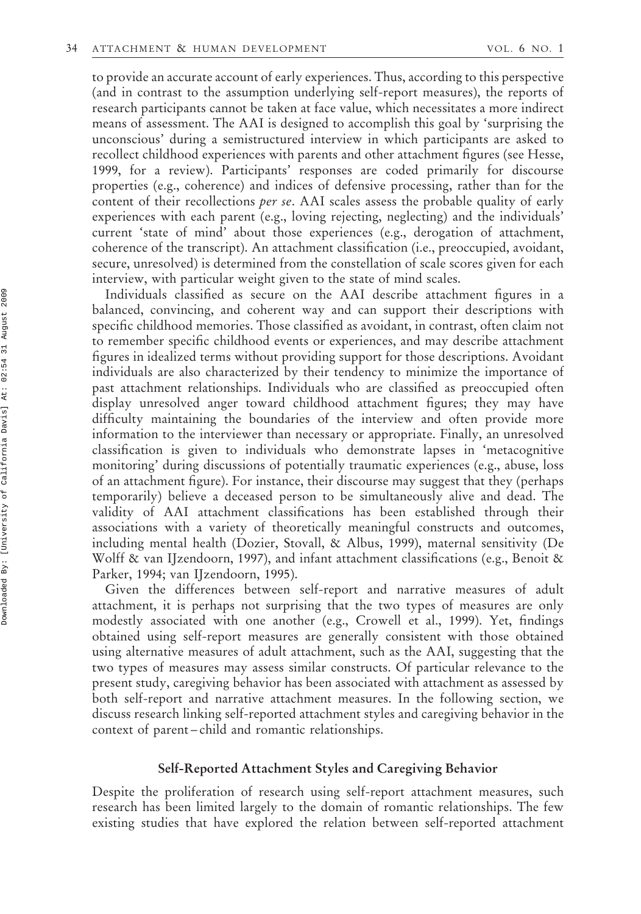to provide an accurate account of early experiences. Thus, according to this perspective (and in contrast to the assumption underlying self-report measures), the reports of research participants cannot be taken at face value, which necessitates a more indirect means of assessment. The AAI is designed to accomplish this goal by 'surprising the unconscious' during a semistructured interview in which participants are asked to recollect childhood experiences with parents and other attachment figures (see Hesse, 1999, for a review). Participants' responses are coded primarily for discourse properties (e.g., coherence) and indices of defensive processing, rather than for the content of their recollections *per se*. AAI scales assess the probable quality of early experiences with each parent (e.g., loving rejecting, neglecting) and the individuals' current 'state of mind' about those experiences (e.g., derogation of attachment, coherence of the transcript). An attachment classification (i.e., preoccupied, avoidant, secure, unresolved) is determined from the constellation of scale scores given for each interview, with particular weight given to the state of mind scales.

Individuals classified as secure on the AAI describe attachment figures in a balanced, convincing, and coherent way and can support their descriptions with specific childhood memories. Those classified as avoidant, in contrast, often claim not to remember specific childhood events or experiences, and may describe attachment figures in idealized terms without providing support for those descriptions. Avoidant individuals are also characterized by their tendency to minimize the importance of past attachment relationships. Individuals who are classified as preoccupied often display unresolved anger toward childhood attachment figures; they may have difficulty maintaining the boundaries of the interview and often provide more information to the interviewer than necessary or appropriate. Finally, an unresolved classification is given to individuals who demonstrate lapses in 'metacognitive monitoring' during discussions of potentially traumatic experiences (e.g., abuse, loss of an attachment figure). For instance, their discourse may suggest that they (perhaps temporarily) believe a deceased person to be simultaneously alive and dead. The validity of AAI attachment classifications has been established through their associations with a variety of theoretically meaningful constructs and outcomes, including mental health (Dozier, Stovall, & Albus, 1999), maternal sensitivity (De Wolff & van IJzendoorn, 1997), and infant attachment classifications (e.g., Benoit & Parker, 1994; van IJzendoorn, 1995).

Given the differences between self-report and narrative measures of adult attachment, it is perhaps not surprising that the two types of measures are only modestly associated with one another (e.g., Crowell et al., 1999). Yet, findings obtained using self-report measures are generally consistent with those obtained using alternative measures of adult attachment, such as the AAI, suggesting that the two types of measures may assess similar constructs. Of particular relevance to the present study, caregiving behavior has been associated with attachment as assessed by both self-report and narrative attachment measures. In the following section, we discuss research linking self-reported attachment styles and caregiving behavior in the context of parent–child and romantic relationships.

## Self-Reported Attachment Styles and Caregiving Behavior

Despite the proliferation of research using self-report attachment measures, such research has been limited largely to the domain of romantic relationships. The few existing studies that have explored the relation between self-reported attachment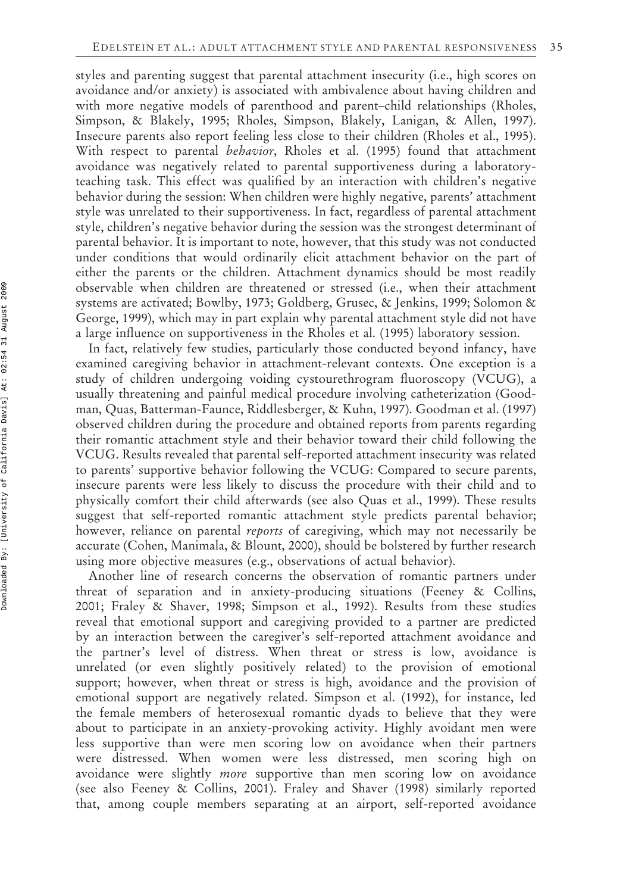styles and parenting suggest that parental attachment insecurity (i.e., high scores on avoidance and/or anxiety) is associated with ambivalence about having children and with more negative models of parenthood and parent–child relationships (Rholes, Simpson, & Blakely, 1995; Rholes, Simpson, Blakely, Lanigan, & Allen, 1997). Insecure parents also report feeling less close to their children (Rholes et al., 1995). With respect to parental *behavior*, Rholes et al. (1995) found that attachment avoidance was negatively related to parental supportiveness during a laboratory-teaching task. This effect was qualified by an interaction with children's negative behavior during the session: When children were highly negative, parents' attachment style was unrelated to their supportiveness. In fact, regardless of parental attachment style, children's negative behavior during the session was the strongest determinant of parental behavior. It is important to note, however, that this study was not conducted under conditions that would ordinarily elicit attachment behavior on the part of either the parents or the children. Attachment dynamics should be most readily observable when children are threatened or stressed (i.e., when their attachment systems are activated; Bowlby, 1973; Goldberg, Grusec, & Jenkins, 1999; Solomon & George, 1999), which may in part explain why parental attachment style did not have a large influence on supportiveness in the Rholes et al. (1995) laboratory session.

In fact, relatively few studies, particularly those conducted beyond infancy, have examined caregiving behavior in attachment-relevant contexts. One exception is a study of children undergoing voiding cystourethrogram fluoroscopy (VCUG), a usually threatening and painful medical procedure involving catheterization (Goodman, Quas, Batterman-Faunce, Riddlesberger, & Kuhn, 1997). Goodman et al. (1997) observed children during the procedure and obtained reports from parents regarding their romantic attachment style and their behavior toward their child following the VCUG. Results revealed that parental self-reported attachment insecurity was related to parents' supportive behavior following the VCUG: Compared to secure parents, insecure parents were less likely to discuss the procedure with their child and to physically comfort their child afterwards (see also Quas et al., 1999). These results suggest that self-reported romantic attachment style predicts parental behavior; however, reliance on parental *reports* of caregiving, which may not necessarily be accurate (Cohen, Manimala, & Blount, 2000), should be bolstered by further research using more objective measures (e.g., observations of actual behavior).

Another line of research concerns the observation of romantic partners under threat of separation and in anxiety-producing situations (Feeney & Collins, 2001; Fraley & Shaver, 1998; Simpson et al., 1992). Results from these studies reveal that emotional support and caregiving provided to a partner are predicted by an interaction between the caregiver's self-reported attachment avoidance and the partner's level of distress. When threat or stress is low, avoidance is unrelated (or even slightly positively related) to the provision of emotional support; however, when threat or stress is high, avoidance and the provision of emotional support are negatively related. Simpson et al. (1992), for instance, led the female members of heterosexual romantic dyads to believe that they were about to participate in an anxiety-provoking activity. Highly avoidant men were less supportive than were men scoring low on avoidance when their partners were distressed. When women were less distressed, men scoring high on avoidance were slightly *more* supportive than men scoring low on avoidance (see also Feeney & Collins, 2001). Fraley and Shaver (1998) similarly reported that, among couple members separating at an airport, self-reported avoidance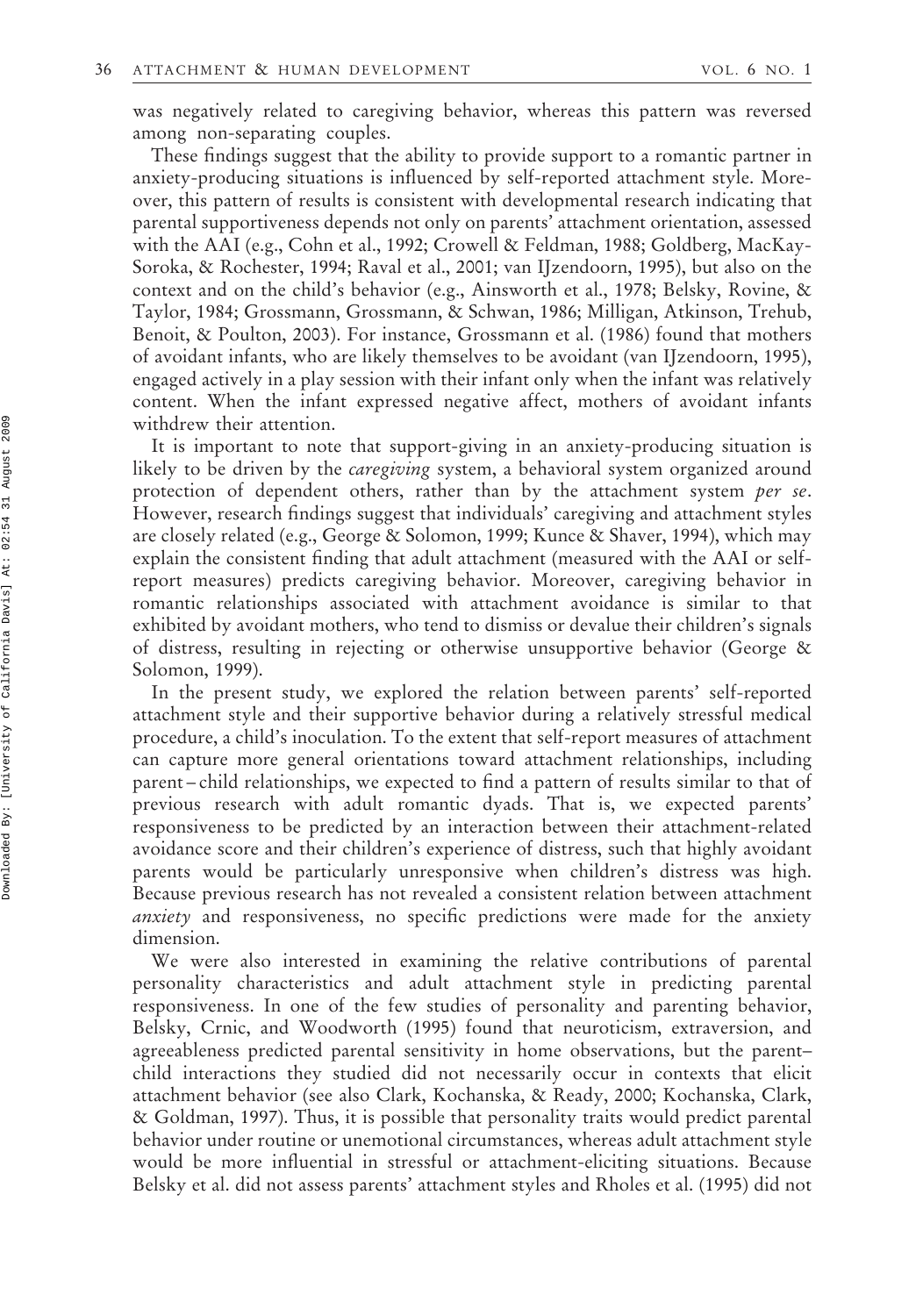was negatively related to caregiving behavior, whereas this pattern was reversed among non-separating couples.

These findings suggest that the ability to provide support to a romantic partner in anxiety-producing situations is influenced by self-reported attachment style. Moreover, this pattern of results is consistent with developmental research indicating that parental supportiveness depends not only on parents' attachment orientation, assessed with the AAI (e.g., Cohn et al., 1992; Crowell & Feldman, 1988; Goldberg, MacKay-Soroka, & Rochester, 1994; Raval et al., 2001; van IJzendoorn, 1995), but also on the context and on the child's behavior (e.g., Ainsworth et al., 1978; Belsky, Rovine, & Taylor, 1984; Grossmann, Grossmann, & Schwan, 1986; Milligan, Atkinson, Trehub, Benoit, & Poulton, 2003). For instance, Grossmann et al. (1986) found that mothers of avoidant infants, who are likely themselves to be avoidant (van IJzendoorn, 1995), engaged actively in a play session with their infant only when the infant was relatively content. When the infant expressed negative affect, mothers of avoidant infants withdrew their attention.

It is important to note that support-giving in an anxiety-producing situation is likely to be driven by the *caregiving* system, a behavioral system organized around protection of dependent others, rather than by the attachment system *per se*. However, research findings suggest that individuals' caregiving and attachment styles are closely related (e.g., George & Solomon, 1999; Kunce & Shaver, 1994), which may explain the consistent finding that adult attachment (measured with the AAI or self-report measures) predicts caregiving behavior. Moreover, caregiving behavior in romantic relationships associated with attachment avoidance is similar to that exhibited by avoidant mothers, who tend to dismiss or devalue their children's signals of distress, resulting in rejecting or otherwise unsupportive behavior (George & Solomon, 1999).

In the present study, we explored the relation between parents' self-reported attachment style and their supportive behavior during a relatively stressful medical procedure, a child's inoculation. To the extent that self-report measures of attachment can capture more general orientations toward attachment relationships, including parent–child relationships, we expected to find a pattern of results similar to that of previous research with adult romantic dyads. That is, we expected parents' responsiveness to be predicted by an interaction between their attachment-related avoidance score and their children's experience of distress, such that highly avoidant parents would be particularly unresponsive when children's distress was high. Because previous research has not revealed a consistent relation between attachment *anxiety* and responsiveness, no specific predictions were made for the anxiety dimension.

We were also interested in examining the relative contributions of parental personality characteristics and adult attachment style in predicting parental responsiveness. In one of the few studies of personality and parenting behavior, Belsky, Crnic, and Woodworth (1995) found that neuroticism, extraversion, and agreeableness predicted parental sensitivity in home observations, but the parent–child interactions they studied did not necessarily occur in contexts that elicit attachment behavior (see also Clark, Kochanska, & Ready, 2000; Kochanska, Clark, & Goldman, 1997). Thus, it is possible that personality traits would predict parental behavior under routine or unemotional circumstances, whereas adult attachment style would be more influential in stressful or attachment-eliciting situations. Because Belsky et al. did not assess parents' attachment styles and Rholes et al. (1995) did not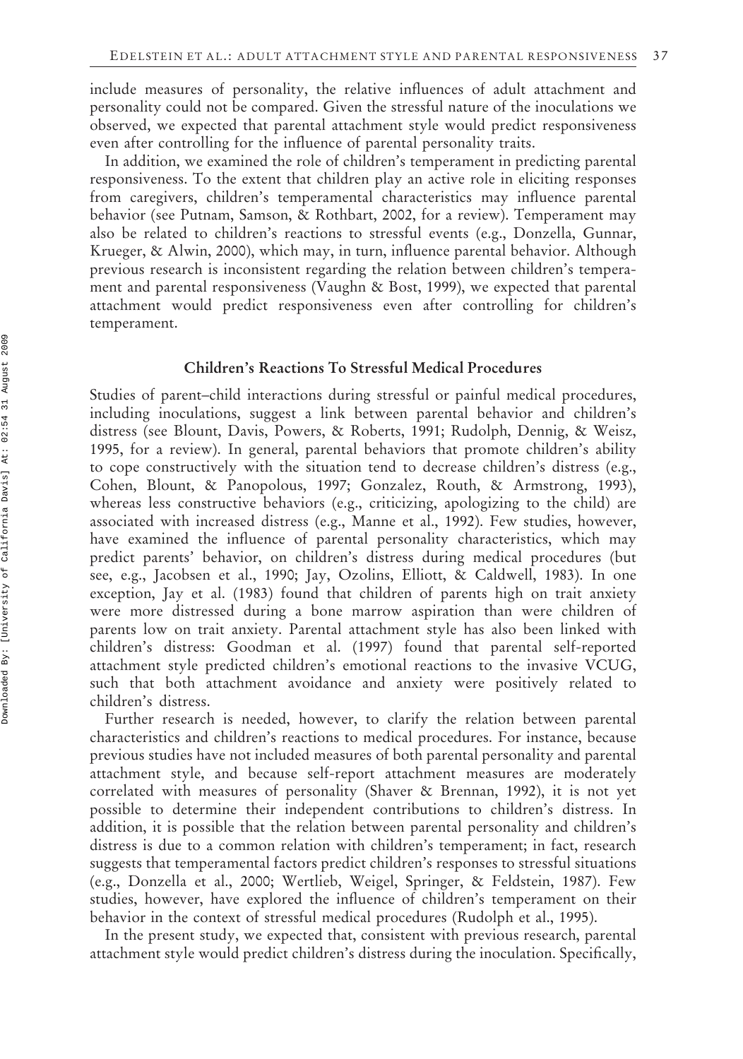include measures of personality, the relative influences of adult attachment and personality could not be compared. Given the stressful nature of the inoculations we observed, we expected that parental attachment style would predict responsiveness even after controlling for the influence of parental personality traits.

In addition, we examined the role of children's temperament in predicting parental responsiveness. To the extent that children play an active role in eliciting responses from caregivers, children's temperamental characteristics may influence parental behavior (see Putnam, Samson, & Rothbart, 2002, for a review). Temperament may also be related to children's reactions to stressful events (e.g., Donzella, Gunnar, Krueger, & Alwin, 2000), which may, in turn, influence parental behavior. Although previous research is inconsistent regarding the relation between children's temperament and parental responsiveness (Vaughn & Bost, 1999), we expected that parental attachment would predict responsiveness even after controlling for children's temperament.

## Children's Reactions To Stressful Medical Procedures

Studies of parent–child interactions during stressful or painful medical procedures, including inoculations, suggest a link between parental behavior and children's distress (see Blount, Davis, Powers, & Roberts, 1991; Rudolph, Dennig, & Weisz, 1995, for a review). In general, parental behaviors that promote children's ability to cope constructively with the situation tend to decrease children's distress (e.g., Cohen, Blount, & Panopolous, 1997; Gonzalez, Routh, & Armstrong, 1993), whereas less constructive behaviors (e.g., criticizing, apologizing to the child) are associated with increased distress (e.g., Manne et al., 1992). Few studies, however, have examined the influence of parental personality characteristics, which may predict parents' behavior, on children's distress during medical procedures (but see, e.g., Jacobsen et al., 1990; Jay, Ozolins, Elliott, & Caldwell, 1983). In one exception, Jay et al. (1983) found that children of parents high on trait anxiety were more distressed during a bone marrow aspiration than were children of parents low on trait anxiety. Parental attachment style has also been linked with children's distress: Goodman et al. (1997) found that parental self-reported attachment style predicted children's emotional reactions to the invasive VCUG, such that both attachment avoidance and anxiety were positively related to children's distress.

Further research is needed, however, to clarify the relation between parental characteristics and children's reactions to medical procedures. For instance, because previous studies have not included measures of both parental personality and parental attachment style, and because self-report attachment measures are moderately correlated with measures of personality (Shaver & Brennan, 1992), it is not yet possible to determine their independent contributions to children's distress. In addition, it is possible that the relation between parental personality and children's distress is due to a common relation with children's temperament; in fact, research suggests that temperamental factors predict children's responses to stressful situations (e.g., Donzella et al., 2000; Wertlieb, Weigel, Springer, & Feldstein, 1987). Few studies, however, have explored the influence of children's temperament on their behavior in the context of stressful medical procedures (Rudolph et al., 1995).

In the present study, we expected that, consistent with previous research, parental attachment style would predict children's distress during the inoculation. Specifically,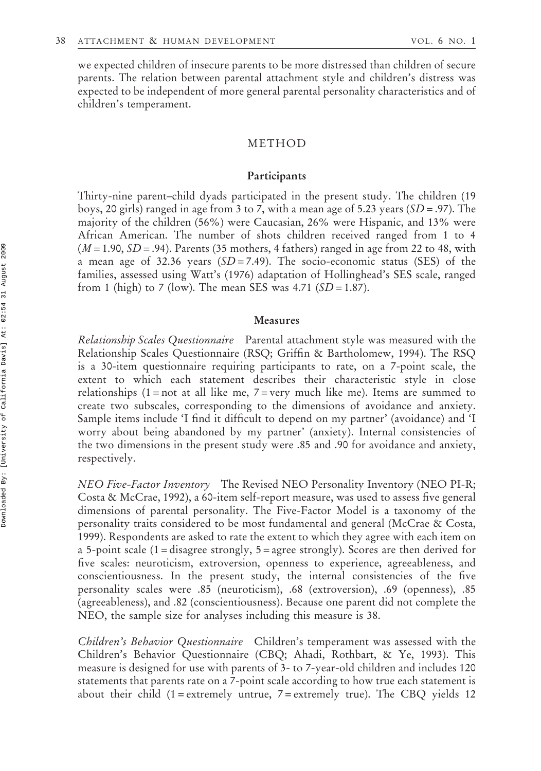we expected children of insecure parents to be more distressed than children of secure parents. The relation between parental attachment style and children's distress was expected to be independent of more general parental personality characteristics and of children's temperament.

## METHOD

### Participants

Thirty-nine parent–child dyads participated in the present study. The children (19 boys, 20 girls) ranged in age from 3 to 7, with a mean age of 5.23 years ($SD = .97$). The majority of the children (56%) were Caucasian, 26% were Hispanic, and 13% were African American. The number of shots children received ranged from 1 to 4 ($M = 1.90$, $SD = .94$). Parents (35 mothers, 4 fathers) ranged in age from 22 to 48, with a mean age of 32.36 years ($SD = 7.49$). The socio-economic status (SES) of the families, assessed using Watt's (1976) adaptation of Hollinghead's SES scale, ranged from 1 (high) to 7 (low). The mean SES was 4.71 ($SD = 1.87$).

### Measures

*Relationship Scales Questionnaire* Parental attachment style was measured with the Relationship Scales Questionnaire (RSQ; Griffin & Bartholomew, 1994). The RSQ is a 30-item questionnaire requiring participants to rate, on a 7-point scale, the extent to which each statement describes their characteristic style in close relationships (1 = not at all like me, 7 = very much like me). Items are summed to create two subscales, corresponding to the dimensions of avoidance and anxiety. Sample items include 'I find it difficult to depend on my partner' (avoidance) and 'I worry about being abandoned by my partner' (anxiety). Internal consistencies of the two dimensions in the present study were .85 and .90 for avoidance and anxiety, respectively.

*NEO Five-Factor Inventory* The Revised NEO Personality Inventory (NEO PI-R; Costa & McCrae, 1992), a 60-item self-report measure, was used to assess five general dimensions of parental personality. The Five-Factor Model is a taxonomy of the personality traits considered to be most fundamental and general (McCrae & Costa, 1999). Respondents are asked to rate the extent to which they agree with each item on a 5-point scale (1 = disagree strongly, 5 = agree strongly). Scores are then derived for five scales: neuroticism, extroversion, openness to experience, agreeableness, and conscientiousness. In the present study, the internal consistencies of the five personality scales were .85 (neuroticism), .68 (extroversion), .69 (openness), .85 (agreeableness), and .82 (conscientiousness). Because one parent did not complete the NEO, the sample size for analyses including this measure is 38.

*Children's Behavior Questionnaire* Children's temperament was assessed with the Children's Behavior Questionnaire (CBQ; Ahadi, Rothbart, & Ye, 1993). This measure is designed for use with parents of 3- to 7-year-old children and includes 120 statements that parents rate on a 7-point scale according to how true each statement is about their child (1 = extremely untrue, 7 = extremely true). The CBQ yields 12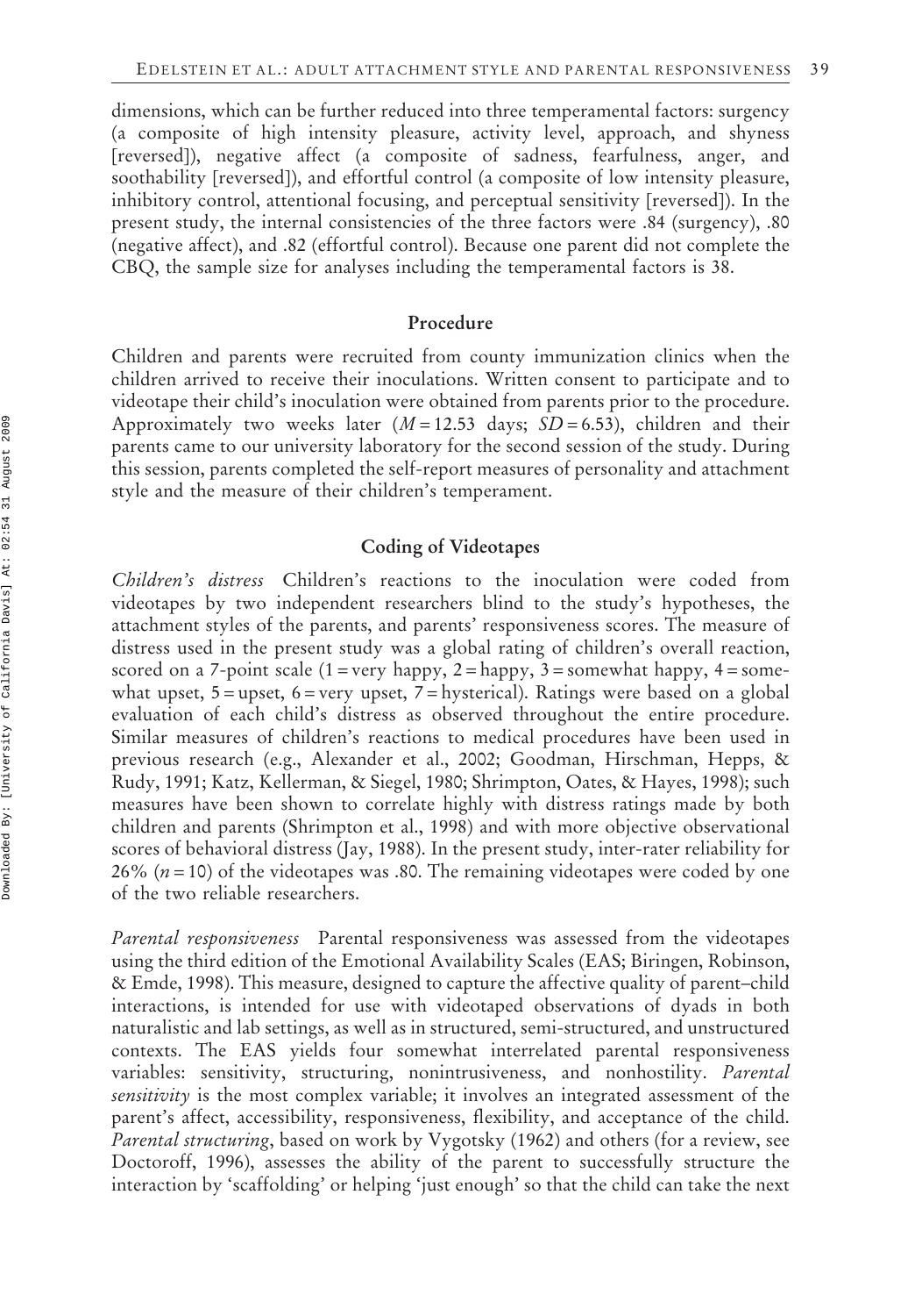dimensions, which can be further reduced into three temperamental factors: surgency (a composite of high intensity pleasure, activity level, approach, and shyness [reversed]), negative affect (a composite of sadness, fearfulness, anger, and soothability [reversed]), and effortful control (a composite of low intensity pleasure, inhibitory control, attentional focusing, and perceptual sensitivity [reversed]). In the present study, the internal consistencies of the three factors were .84 (surgency), .80 (negative affect), and .82 (effortful control). Because one parent did not complete the CBQ, the sample size for analyses including the temperamental factors is 38.

## Procedure

Children and parents were recruited from county immunization clinics when the children arrived to receive their inoculations. Written consent to participate and to videotape their child's inoculation were obtained from parents prior to the procedure. Approximately two weeks later ($M = 12.53$ days; $SD = 6.53$), children and their parents came to our university laboratory for the second session of the study. During this session, parents completed the self-report measures of personality and attachment style and the measure of their children's temperament.

## Coding of Videotapes

*Children's distress* Children's reactions to the inoculation were coded from videotapes by two independent researchers blind to the study's hypotheses, the attachment styles of the parents, and parents' responsiveness scores. The measure of distress used in the present study was a global rating of children's overall reaction, scored on a 7-point scale (1 = very happy, 2 = happy, 3 = somewhat happy, 4 = somewhat upset, 5 = upset, 6 = very upset, 7 = hysterical). Ratings were based on a global evaluation of each child's distress as observed throughout the entire procedure. Similar measures of children's reactions to medical procedures have been used in previous research (e.g., Alexander et al., 2002; Goodman, Hirschman, Hepps, & Rudy, 1991; Katz, Kellerman, & Siegel, 1980; Shrimpton, Oates, & Hayes, 1998); such measures have been shown to correlate highly with distress ratings made by both children and parents (Shrimpton et al., 1998) and with more objective observational scores of behavioral distress (Jay, 1988). In the present study, inter-rater reliability for 26% ($n = 10$) of the videotapes was .80. The remaining videotapes were coded by one of the two reliable researchers.

*Parental responsiveness* Parental responsiveness was assessed from the videotapes using the third edition of the Emotional Availability Scales (EAS; Biringen, Robinson, & Emde, 1998). This measure, designed to capture the affective quality of parent–child interactions, is intended for use with videotaped observations of dyads in both naturalistic and lab settings, as well as in structured, semi-structured, and unstructured contexts. The EAS yields four somewhat interrelated parental responsiveness variables: sensitivity, structuring, nonintrusiveness, and nonhostility. *Parental sensitivity* is the most complex variable; it involves an integrated assessment of the parent's affect, accessibility, responsiveness, flexibility, and acceptance of the child. *Parental structuring*, based on work by Vygotsky (1962) and others (for a review, see Doctoroff, 1996), assesses the ability of the parent to successfully structure the interaction by 'scaffolding' or helping 'just enough' so that the child can take the next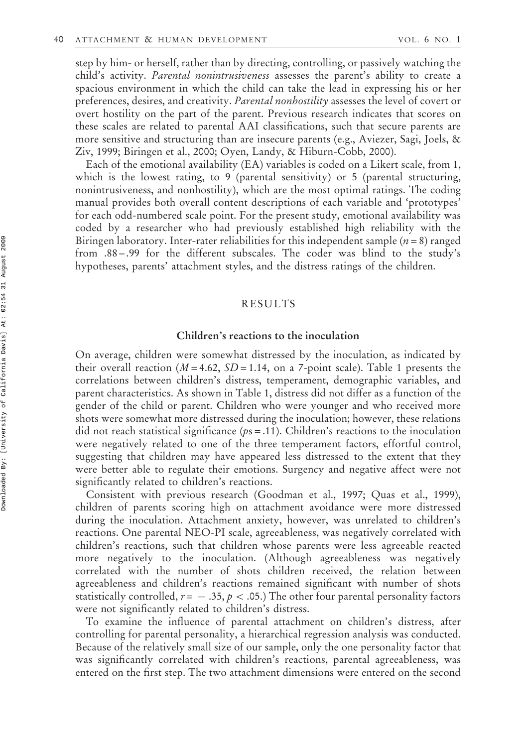step by him- or herself, rather than by directing, controlling, or passively watching the child's activity. *Parental nonintrusiveness* assesses the parent's ability to create a spacious environment in which the child can take the lead in expressing his or her preferences, desires, and creativity. *Parental nonhostility* assesses the level of covert or overt hostility on the part of the parent. Previous research indicates that scores on these scales are related to parental AAI classifications, such that secure parents are more sensitive and structuring than are insecure parents (e.g., Aviezer, Sagi, Joels, & Ziv, 1999; Biringen et al., 2000; Oyen, Landy, & Hiburn-Cobb, 2000).

Each of the emotional availability (EA) variables is coded on a Likert scale, from 1, which is the lowest rating, to 9 (parental sensitivity) or 5 (parental structuring, nonintrusiveness, and nonhostility), which are the most optimal ratings. The coding manual provides both overall content descriptions of each variable and 'prototypes' for each odd-numbered scale point. For the present study, emotional availability was coded by a researcher who had previously established high reliability with the Biringen laboratory. Inter-rater reliabilities for this independent sample ($n = 8$) ranged from .88 – .99 for the different subscales. The coder was blind to the study's hypotheses, parents' attachment styles, and the distress ratings of the children.

## RESULTS

### Children's reactions to the inoculation

On average, children were somewhat distressed by the inoculation, as indicated by their overall reaction ($M = 4.62$, $SD = 1.14$, on a 7-point scale). Table 1 presents the correlations between children's distress, temperament, demographic variables, and parent characteristics. As shown in Table 1, distress did not differ as a function of the gender of the child or parent. Children who were younger and who received more shots were somewhat more distressed during the inoculation; however, these relations did not reach statistical significance ($p$s = .11). Children's reactions to the inoculation were negatively related to one of the three temperament factors, effortful control, suggesting that children may have appeared less distressed to the extent that they were better able to regulate their emotions. Surgency and negative affect were not significantly related to children's reactions.

Consistent with previous research (Goodman et al., 1997; Quas et al., 1999), children of parents scoring high on attachment avoidance were more distressed during the inoculation. Attachment anxiety, however, was unrelated to children's reactions. One parental NEO-PI scale, agreeableness, was negatively correlated with children's reactions, such that children whose parents were less agreeable reacted more negatively to the inoculation. (Although agreeableness was negatively correlated with the number of shots children received, the relation between agreeableness and children's reactions remained significant with number of shots statistically controlled, $r = -.35$, $p < .05$.) The other four parental personality factors were not significantly related to children's distress.

To examine the influence of parental attachment on children's distress, after controlling for parental personality, a hierarchical regression analysis was conducted. Because of the relatively small size of our sample, only the one personality factor that was significantly correlated with children's reactions, parental agreeableness, was entered on the first step. The two attachment dimensions were entered on the second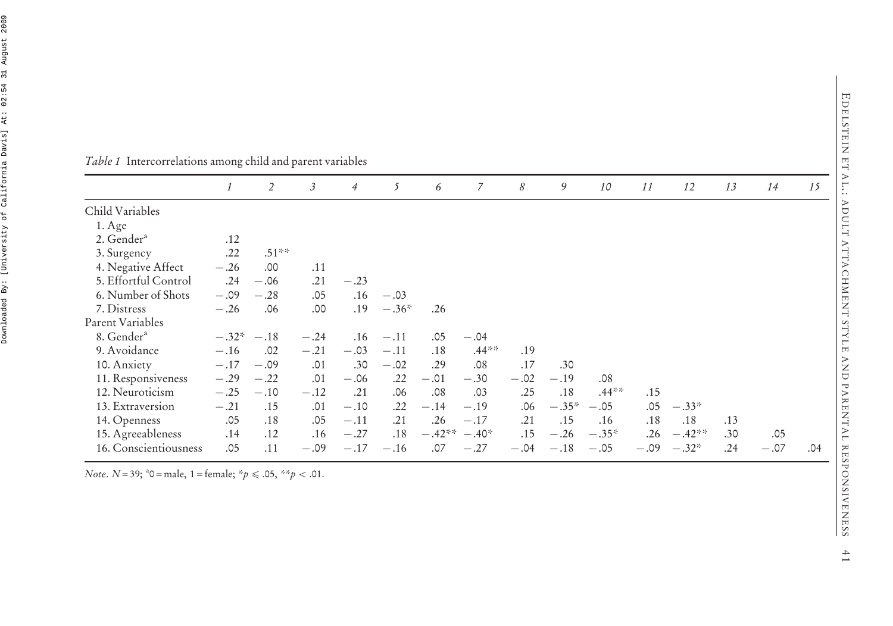*Table 1* Intercorrelations among child and parent variables

| | 1 | 2 | 3 | 4 | 5 | 6 | 7 | 8 | 9 | 10 | 11 | 12 | 13 | 14 | 15 |
|---|---|---|---|---|---|---|---|---|---|---|---|---|---|---|---|
| Child Variables | | | | | | | | | | | | | | | |
| 1. Age | | | | | | | | | | | | | | | |
| 2. Gender[a] | .12 | | | | | | | | | | | | | | |
| 3. Surgency | .22 | .51** | | | | | | | | | | | | | |
| 4. Negative Affect | −.26 | .00 | .11 | | | | | | | | | | | | |
| 5. Effortful Control | .24 | −.06 | .21 | −.23 | | | | | | | | | | | |
| 6. Number of Shots | −.09 | −.28 | .05 | .16 | −.03 | | | | | | | | | | |
| 7. Distress | −.26 | .06 | .00 | .19 | −.36* | .26 | | | | | | | | | |
| Parent Variables | | | | | | | | | | | | | | | |
| 8. Gender[a] | −.32* | −.18 | −.24 | .16 | −.11 | .05 | −.04 | | | | | | | | |
| 9. Avoidance | −.16 | .02 | −.21 | −.03 | −.11 | .18 | .44** | .19 | | | | | | | |
| 10. Anxiety | −.17 | −.09 | .01 | .30 | −.02 | .29 | .08 | .17 | .30 | | | | | | |
| 11. Responsiveness | −.29 | −.22 | .01 | −.06 | .22 | −.01 | −.30 | −.02 | −.19 | .08 | | | | | |
| 12. Neuroticism | −.25 | −.10 | −.12 | .21 | .06 | .08 | .03 | .25 | .18 | .44** | .15 | | | | |
| 13. Extraversion | −.21 | .15 | .01 | −.10 | .22 | −.14 | −.19 | .06 | −.35* | −.05 | .05 | −.33* | | | |
| 14. Openness | .05 | .18 | .05 | −.11 | .21 | .26 | −.17 | .21 | .15 | .16 | .18 | .18 | .13 | | |
| 15. Agreeableness | .14 | .12 | .16 | −.27 | .18 | −.42** | −.40* | .15 | −.26 | −.35* | .26 | −.42** | .30 | .05 | |
| 16. Conscientiousness | .05 | .11 | −.09 | −.17 | −.16 | .07 | −.27 | −.04 | −.18 | −.05 | −.09 | −.32* | .24 | −.07 | .04 |

*Note*. $N = 39$; [a]0 = male, 1 = female; $^{*}p \leqslant .05$, $^{**}p < .01$.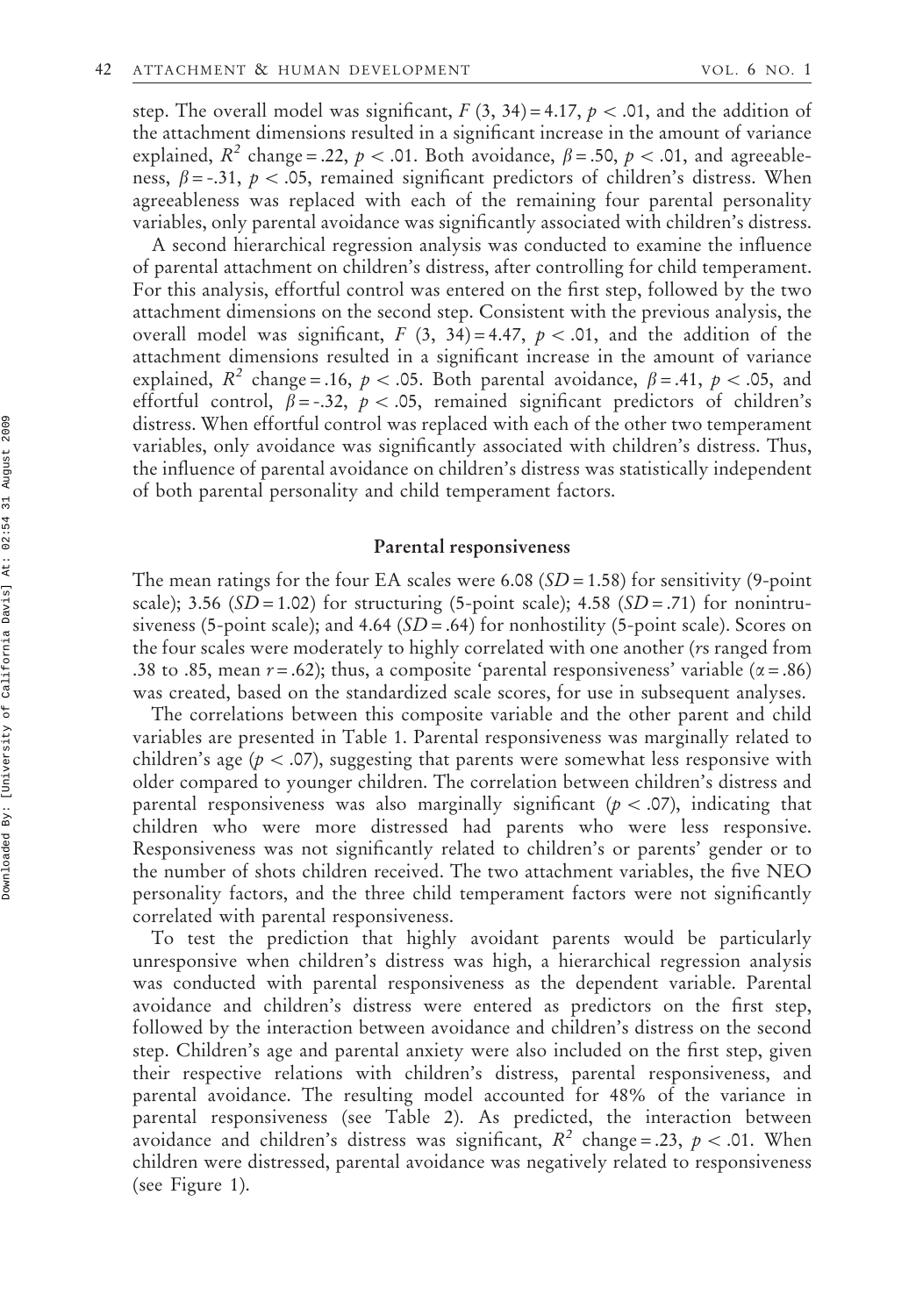step. The overall model was significant, $F$ (3, 34) = 4.17, $p < .01$, and the addition of the attachment dimensions resulted in a significant increase in the amount of variance explained, $R^2$ change = .22, $p < .01$. Both avoidance, $\beta = .50$, $p < .01$, and agreeableness, $\beta = -.31$, $p < .05$, remained significant predictors of children's distress. When agreeableness was replaced with each of the remaining four parental personality variables, only parental avoidance was significantly associated with children's distress.

A second hierarchical regression analysis was conducted to examine the influence of parental attachment on children's distress, after controlling for child temperament. For this analysis, effortful control was entered on the first step, followed by the two attachment dimensions on the second step. Consistent with the previous analysis, the overall model was significant, $F$ (3, 34) = 4.47, $p < .01$, and the addition of the attachment dimensions resulted in a significant increase in the amount of variance explained, $R^2$ change = .16, $p < .05$. Both parental avoidance, $\beta = .41$, $p < .05$, and effortful control, $\beta = -.32$, $p < .05$, remained significant predictors of children's distress. When effortful control was replaced with each of the other two temperament variables, only avoidance was significantly associated with children's distress. Thus, the influence of parental avoidance on children's distress was statistically independent of both parental personality and child temperament factors.

## Parental responsiveness

The mean ratings for the four EA scales were 6.08 ($SD = 1.58$) for sensitivity (9-point scale); 3.56 ($SD = 1.02$) for structuring (5-point scale); 4.58 ($SD = .71$) for nonintrusiveness (5-point scale); and 4.64 ($SD = .64$) for nonhostility (5-point scale). Scores on the four scales were moderately to highly correlated with one another (*r*s ranged from .38 to .85, mean $r = .62$); thus, a composite 'parental responsiveness' variable ($\alpha = .86$) was created, based on the standardized scale scores, for use in subsequent analyses.

The correlations between this composite variable and the other parent and child variables are presented in Table 1. Parental responsiveness was marginally related to children's age ($p < .07$), suggesting that parents were somewhat less responsive with older compared to younger children. The correlation between children's distress and parental responsiveness was also marginally significant ($p < .07$), indicating that children who were more distressed had parents who were less responsive. Responsiveness was not significantly related to children's or parents' gender or to the number of shots children received. The two attachment variables, the five NEO personality factors, and the three child temperament factors were not significantly correlated with parental responsiveness.

To test the prediction that highly avoidant parents would be particularly unresponsive when children's distress was high, a hierarchical regression analysis was conducted with parental responsiveness as the dependent variable. Parental avoidance and children's distress were entered as predictors on the first step, followed by the interaction between avoidance and children's distress on the second step. Children's age and parental anxiety were also included on the first step, given their respective relations with children's distress, parental responsiveness, and parental avoidance. The resulting model accounted for 48% of the variance in parental responsiveness (see Table 2). As predicted, the interaction between avoidance and children's distress was significant, $R^2$ change = .23, $p < .01$. When children were distressed, parental avoidance was negatively related to responsiveness (see Figure 1).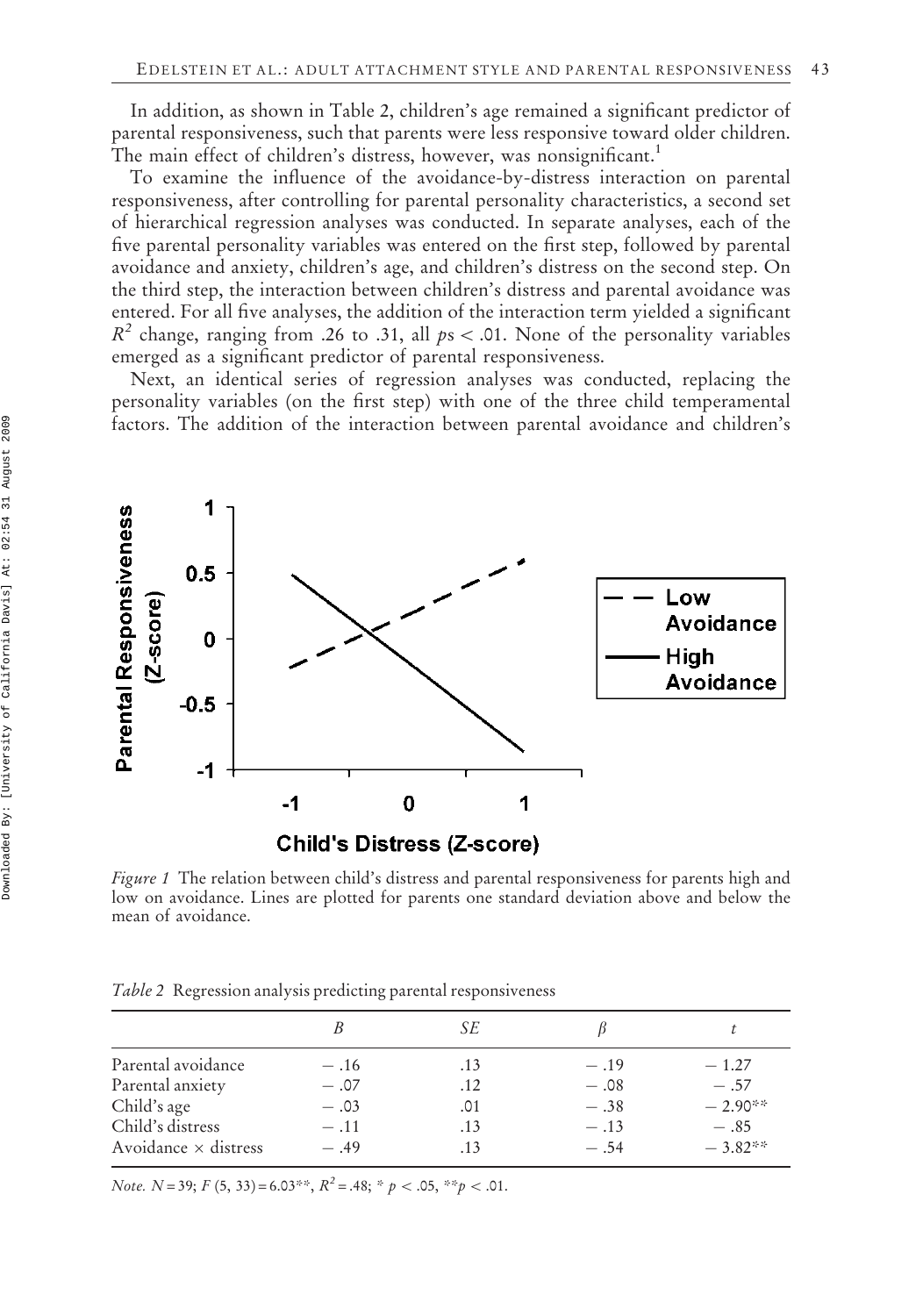In addition, as shown in Table 2, children's age remained a significant predictor of parental responsiveness, such that parents were less responsive toward older children. The main effect of children's distress, however, was nonsignificant.[1]

To examine the influence of the avoidance-by-distress interaction on parental responsiveness, after controlling for parental personality characteristics, a second set of hierarchical regression analyses was conducted. In separate analyses, each of the five parental personality variables was entered on the first step, followed by parental avoidance and anxiety, children's age, and children's distress on the second step. On the third step, the interaction between children's distress and parental avoidance was entered. For all five analyses, the addition of the interaction term yielded a significant $R^2$ change, ranging from .26 to .31, all $ps < .01$. None of the personality variables emerged as a significant predictor of parental responsiveness.

Next, an identical series of regression analyses was conducted, replacing the personality variables (on the first step) with one of the three child temperamental factors. The addition of the interaction between parental avoidance and children's

Parental Responsiveness (Z-score)

1
0.5
0
-0.5
-1

-1
0
1

Child's Distress (Z-score)

Low Avoidance
High Avoidance

*Figure 1* The relation between child's distress and parental responsiveness for parents high and low on avoidance. Lines are plotted for parents one standard deviation above and below the mean of avoidance.

*Table 2* Regression analysis predicting parental responsiveness

| | $B$ | $SE$ | $\beta$ | $t$ |
|---|---|---|---|---|
| Parental avoidance | −.16 | .13 | −.19 | −1.27 |
| Parental anxiety | −.07 | .12 | −.08 | −.57 |
| Child's age | −.03 | .01 | −.38 | −2.90** |
| Child's distress | −.11 | .13 | −.13 | −.85 |
| Avoidance × distress | −.49 | .13 | −.54 | −3.82** |

*Note.* $N = 39$; $F\,(5, 33) = 6.03^{**}$, $R^2 = .48$; * $p < .05$, ** $p < .01$.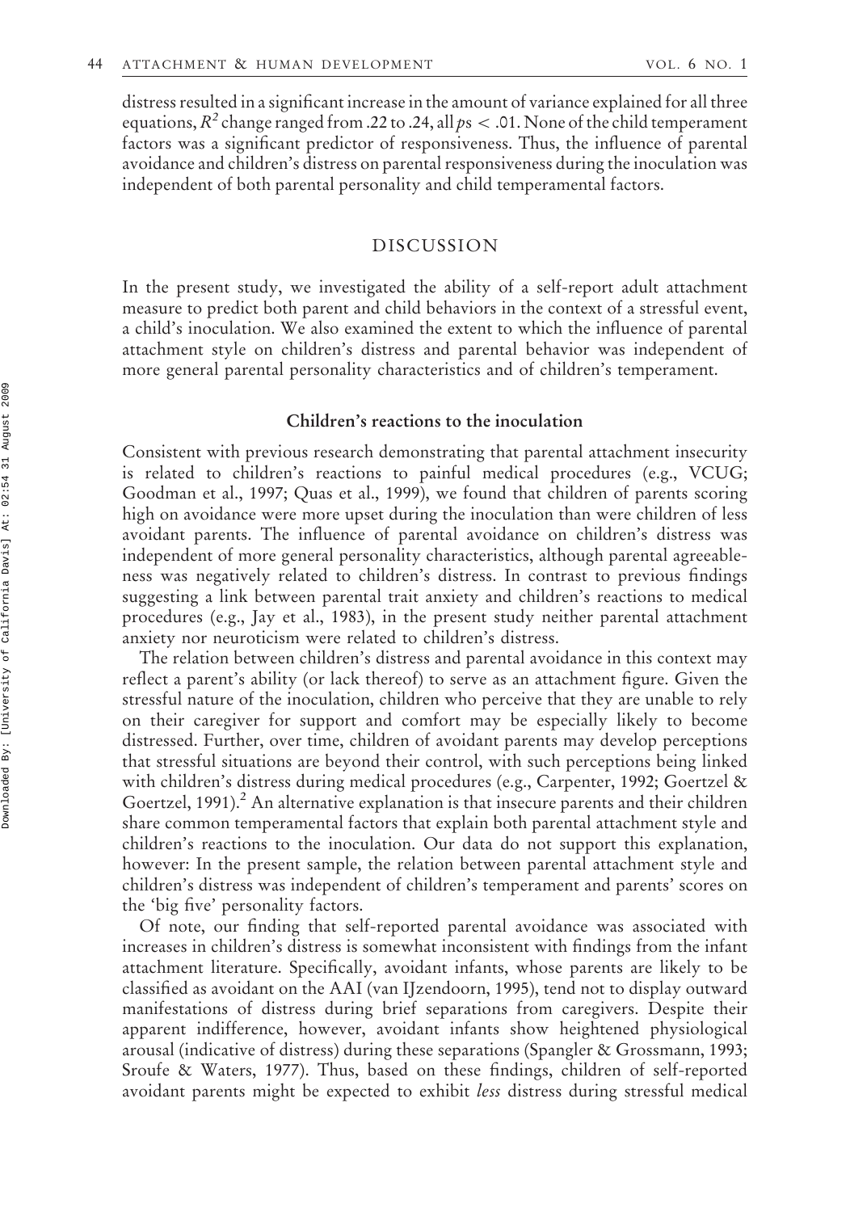distress resulted in a significant increase in the amount of variance explained for all three equations, $R^2$ change ranged from .22 to .24, all $ps < .01$. None of the child temperament factors was a significant predictor of responsiveness. Thus, the influence of parental avoidance and children's distress on parental responsiveness during the inoculation was independent of both parental personality and child temperamental factors.

## DISCUSSION

In the present study, we investigated the ability of a self-report adult attachment measure to predict both parent and child behaviors in the context of a stressful event, a child's inoculation. We also examined the extent to which the influence of parental attachment style on children's distress and parental behavior was independent of more general parental personality characteristics and of children's temperament.

### Children's reactions to the inoculation

Consistent with previous research demonstrating that parental attachment insecurity is related to children's reactions to painful medical procedures (e.g., VCUG; Goodman et al., 1997; Quas et al., 1999), we found that children of parents scoring high on avoidance were more upset during the inoculation than were children of less avoidant parents. The influence of parental avoidance on children's distress was independent of more general personality characteristics, although parental agreeableness was negatively related to children's distress. In contrast to previous findings suggesting a link between parental trait anxiety and children's reactions to medical procedures (e.g., Jay et al., 1983), in the present study neither parental attachment anxiety nor neuroticism were related to children's distress.

The relation between children's distress and parental avoidance in this context may reflect a parent's ability (or lack thereof) to serve as an attachment figure. Given the stressful nature of the inoculation, children who perceive that they are unable to rely on their caregiver for support and comfort may be especially likely to become distressed. Further, over time, children of avoidant parents may develop perceptions that stressful situations are beyond their control, with such perceptions being linked with children's distress during medical procedures (e.g., Carpenter, 1992; Goertzel & Goertzel, 1991).[2] An alternative explanation is that insecure parents and their children share common temperamental factors that explain both parental attachment style and children's reactions to the inoculation. Our data do not support this explanation, however: In the present sample, the relation between parental attachment style and children's distress was independent of children's temperament and parents' scores on the 'big five' personality factors.

Of note, our finding that self-reported parental avoidance was associated with increases in children's distress is somewhat inconsistent with findings from the infant attachment literature. Specifically, avoidant infants, whose parents are likely to be classified as avoidant on the AAI (van IJzendoorn, 1995), tend not to display outward manifestations of distress during brief separations from caregivers. Despite their apparent indifference, however, avoidant infants show heightened physiological arousal (indicative of distress) during these separations (Spangler & Grossmann, 1993; Sroufe & Waters, 1977). Thus, based on these findings, children of self-reported avoidant parents might be expected to exhibit *less* distress during stressful medical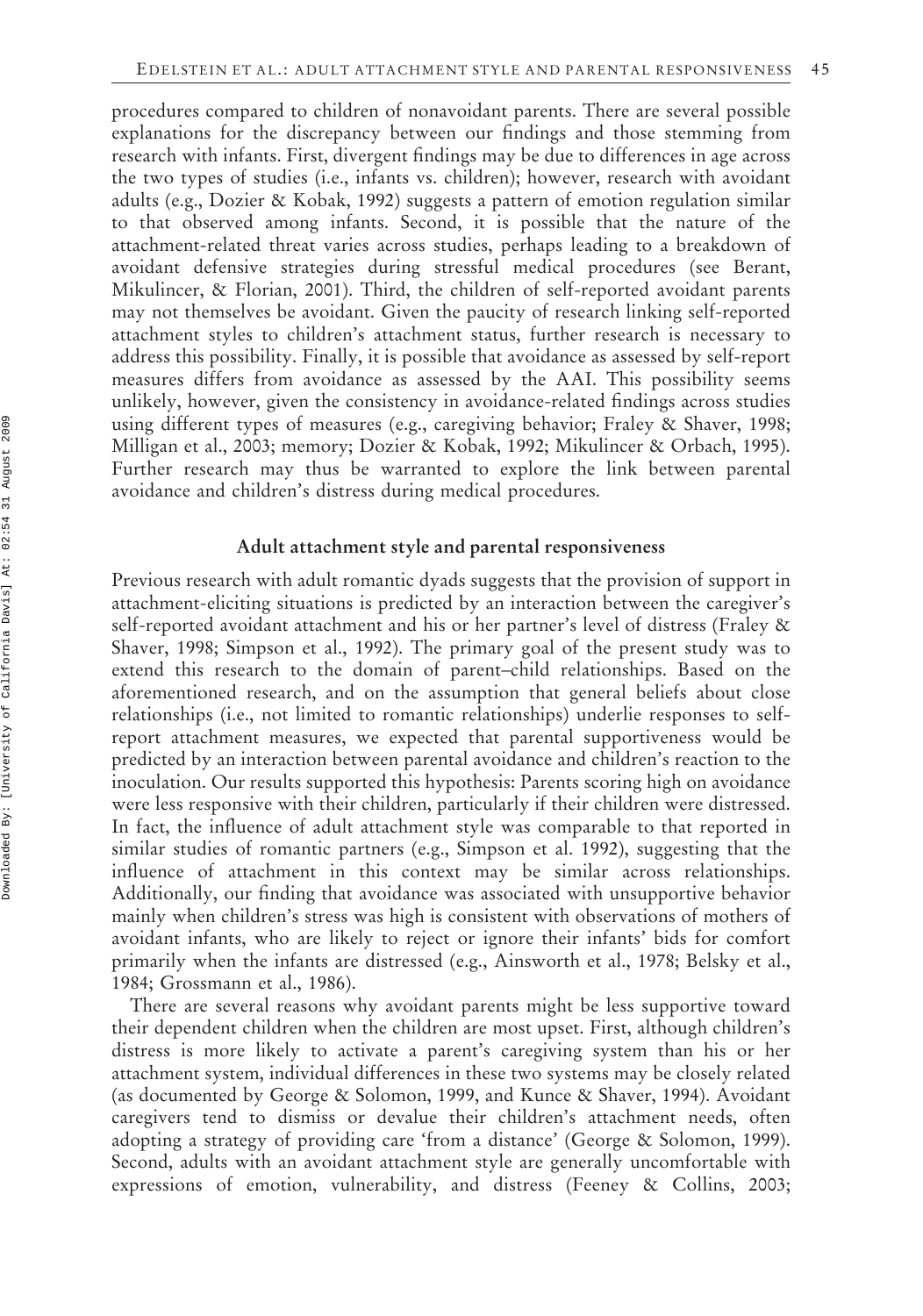procedures compared to children of nonavoidant parents. There are several possible explanations for the discrepancy between our findings and those stemming from research with infants. First, divergent findings may be due to differences in age across the two types of studies (i.e., infants vs. children); however, research with avoidant adults (e.g., Dozier & Kobak, 1992) suggests a pattern of emotion regulation similar to that observed among infants. Second, it is possible that the nature of the attachment-related threat varies across studies, perhaps leading to a breakdown of avoidant defensive strategies during stressful medical procedures (see Berant, Mikulincer, & Florian, 2001). Third, the children of self-reported avoidant parents may not themselves be avoidant. Given the paucity of research linking self-reported attachment styles to children's attachment status, further research is necessary to address this possibility. Finally, it is possible that avoidance as assessed by self-report measures differs from avoidance as assessed by the AAI. This possibility seems unlikely, however, given the consistency in avoidance-related findings across studies using different types of measures (e.g., caregiving behavior; Fraley & Shaver, 1998; Milligan et al., 2003; memory; Dozier & Kobak, 1992; Mikulincer & Orbach, 1995). Further research may thus be warranted to explore the link between parental avoidance and children's distress during medical procedures.

## Adult attachment style and parental responsiveness

Previous research with adult romantic dyads suggests that the provision of support in attachment-eliciting situations is predicted by an interaction between the caregiver's self-reported avoidant attachment and his or her partner's level of distress (Fraley & Shaver, 1998; Simpson et al., 1992). The primary goal of the present study was to extend this research to the domain of parent–child relationships. Based on the aforementioned research, and on the assumption that general beliefs about close relationships (i.e., not limited to romantic relationships) underlie responses to self-report attachment measures, we expected that parental supportiveness would be predicted by an interaction between parental avoidance and children's reaction to the inoculation. Our results supported this hypothesis: Parents scoring high on avoidance were less responsive with their children, particularly if their children were distressed. In fact, the influence of adult attachment style was comparable to that reported in similar studies of romantic partners (e.g., Simpson et al. 1992), suggesting that the influence of attachment in this context may be similar across relationships. Additionally, our finding that avoidance was associated with unsupportive behavior mainly when children's stress was high is consistent with observations of mothers of avoidant infants, who are likely to reject or ignore their infants' bids for comfort primarily when the infants are distressed (e.g., Ainsworth et al., 1978; Belsky et al., 1984; Grossmann et al., 1986).

There are several reasons why avoidant parents might be less supportive toward their dependent children when the children are most upset. First, although children's distress is more likely to activate a parent's caregiving system than his or her attachment system, individual differences in these two systems may be closely related (as documented by George & Solomon, 1999, and Kunce & Shaver, 1994). Avoidant caregivers tend to dismiss or devalue their children's attachment needs, often adopting a strategy of providing care 'from a distance' (George & Solomon, 1999). Second, adults with an avoidant attachment style are generally uncomfortable with expressions of emotion, vulnerability, and distress (Feeney & Collins, 2003;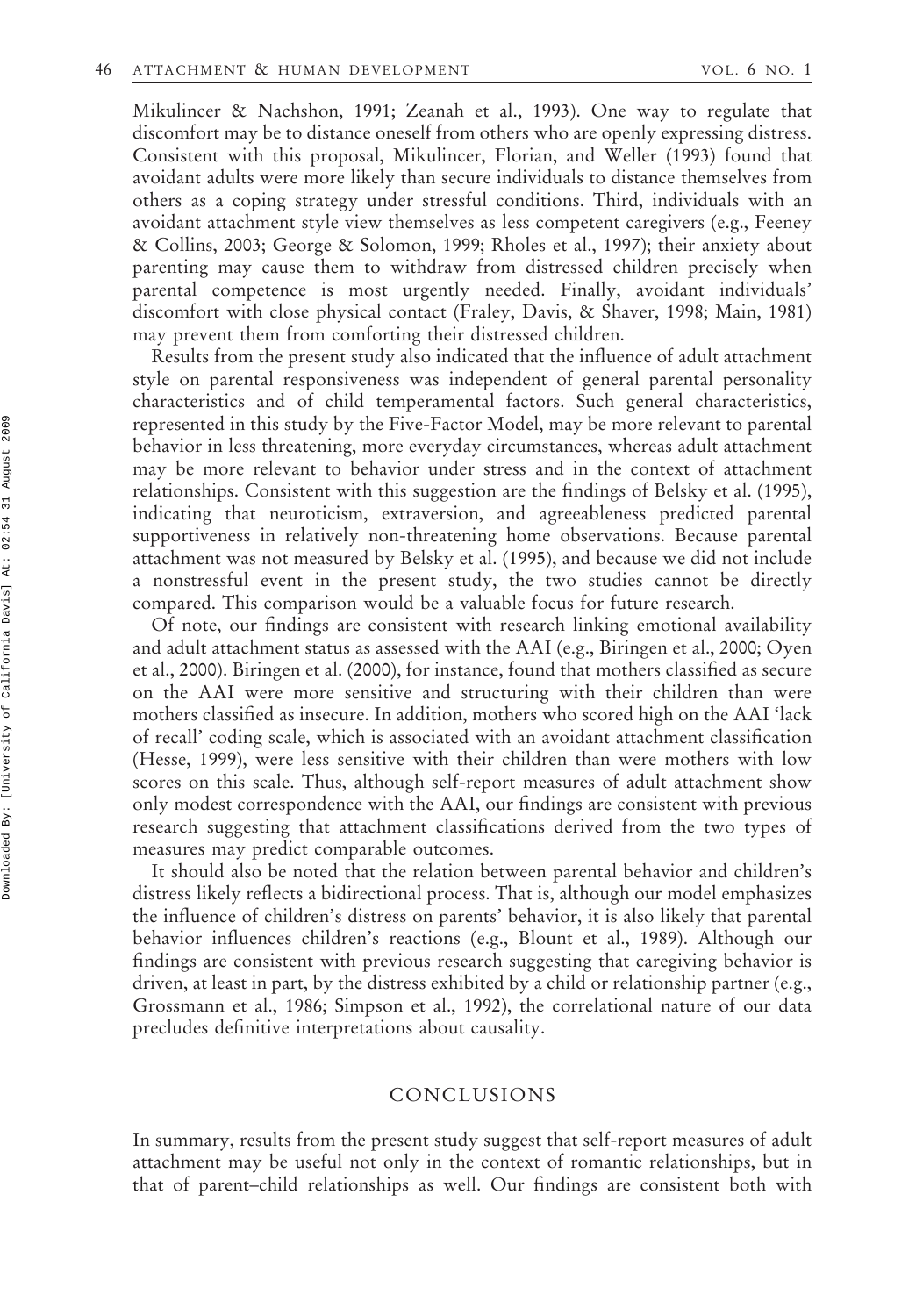Mikulincer & Nachshon, 1991; Zeanah et al., 1993). One way to regulate that discomfort may be to distance oneself from others who are openly expressing distress. Consistent with this proposal, Mikulincer, Florian, and Weller (1993) found that avoidant adults were more likely than secure individuals to distance themselves from others as a coping strategy under stressful conditions. Third, individuals with an avoidant attachment style view themselves as less competent caregivers (e.g., Feeney & Collins, 2003; George & Solomon, 1999; Rholes et al., 1997); their anxiety about parenting may cause them to withdraw from distressed children precisely when parental competence is most urgently needed. Finally, avoidant individuals' discomfort with close physical contact (Fraley, Davis, & Shaver, 1998; Main, 1981) may prevent them from comforting their distressed children.

Results from the present study also indicated that the influence of adult attachment style on parental responsiveness was independent of general parental personality characteristics and of child temperamental factors. Such general characteristics, represented in this study by the Five-Factor Model, may be more relevant to parental behavior in less threatening, more everyday circumstances, whereas adult attachment may be more relevant to behavior under stress and in the context of attachment relationships. Consistent with this suggestion are the findings of Belsky et al. (1995), indicating that neuroticism, extraversion, and agreeableness predicted parental supportiveness in relatively non-threatening home observations. Because parental attachment was not measured by Belsky et al. (1995), and because we did not include a nonstressful event in the present study, the two studies cannot be directly compared. This comparison would be a valuable focus for future research.

Of note, our findings are consistent with research linking emotional availability and adult attachment status as assessed with the AAI (e.g., Biringen et al., 2000; Oyen et al., 2000). Biringen et al. (2000), for instance, found that mothers classified as secure on the AAI were more sensitive and structuring with their children than were mothers classified as insecure. In addition, mothers who scored high on the AAI 'lack of recall' coding scale, which is associated with an avoidant attachment classification (Hesse, 1999), were less sensitive with their children than were mothers with low scores on this scale. Thus, although self-report measures of adult attachment show only modest correspondence with the AAI, our findings are consistent with previous research suggesting that attachment classifications derived from the two types of measures may predict comparable outcomes.

It should also be noted that the relation between parental behavior and children's distress likely reflects a bidirectional process. That is, although our model emphasizes the influence of children's distress on parents' behavior, it is also likely that parental behavior influences children's reactions (e.g., Blount et al., 1989). Although our findings are consistent with previous research suggesting that caregiving behavior is driven, at least in part, by the distress exhibited by a child or relationship partner (e.g., Grossmann et al., 1986; Simpson et al., 1992), the correlational nature of our data precludes definitive interpretations about causality.

## CONCLUSIONS

In summary, results from the present study suggest that self-report measures of adult attachment may be useful not only in the context of romantic relationships, but in that of parent–child relationships as well. Our findings are consistent both with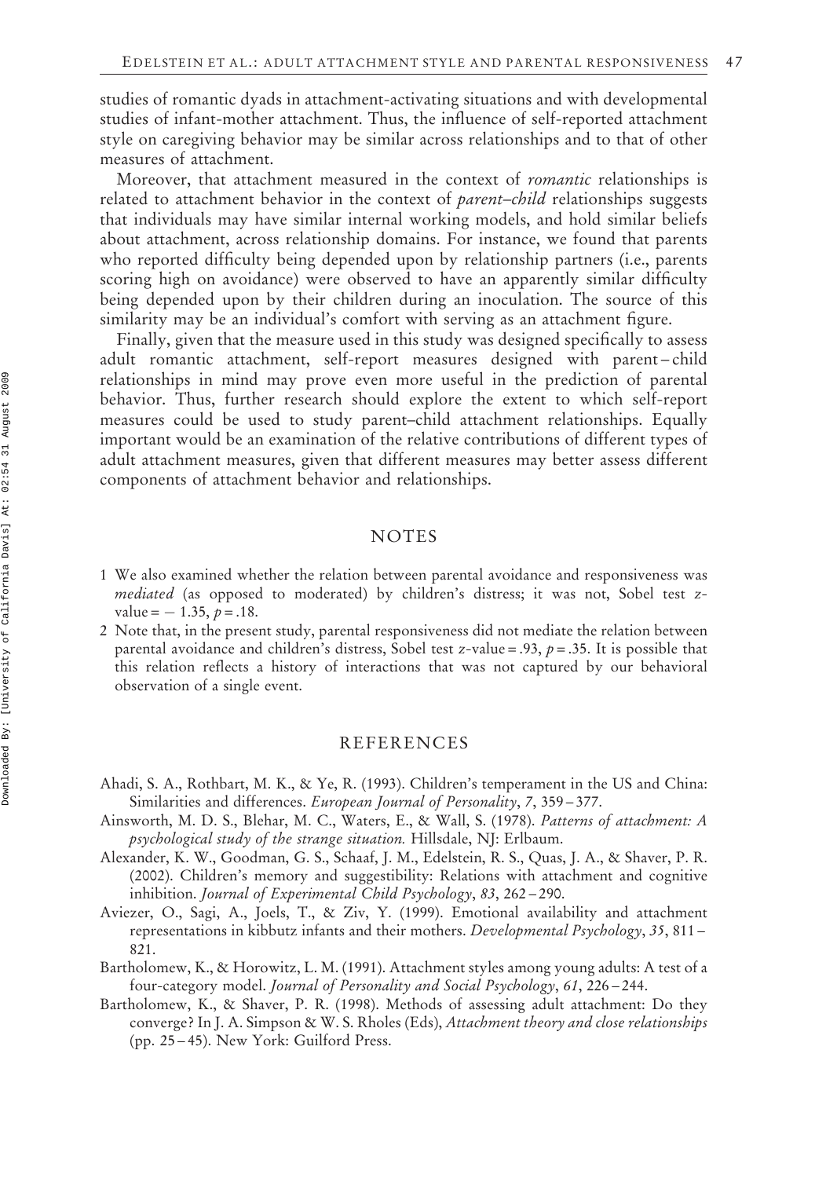studies of romantic dyads in attachment-activating situations and with developmental studies of infant-mother attachment. Thus, the influence of self-reported attachment style on caregiving behavior may be similar across relationships and to that of other measures of attachment.

Moreover, that attachment measured in the context of *romantic* relationships is related to attachment behavior in the context of *parent–child* relationships suggests that individuals may have similar internal working models, and hold similar beliefs about attachment, across relationship domains. For instance, we found that parents who reported difficulty being depended upon by relationship partners (i.e., parents scoring high on avoidance) were observed to have an apparently similar difficulty being depended upon by their children during an inoculation. The source of this similarity may be an individual's comfort with serving as an attachment figure.

Finally, given that the measure used in this study was designed specifically to assess adult romantic attachment, self-report measures designed with parent–child relationships in mind may prove even more useful in the prediction of parental behavior. Thus, further research should explore the extent to which self-report measures could be used to study parent–child attachment relationships. Equally important would be an examination of the relative contributions of different types of adult attachment measures, given that different measures may better assess different components of attachment behavior and relationships.

## NOTES

1 We also examined whether the relation between parental avoidance and responsiveness was *mediated* (as opposed to moderated) by children's distress; it was not, Sobel test $z$-value $= -1.35$, $p = .18$.

2 Note that, in the present study, parental responsiveness did not mediate the relation between parental avoidance and children's distress, Sobel test $z$-value $= .93$, $p = .35$. It is possible that this relation reflects a history of interactions that was not captured by our behavioral observation of a single event.

## REFERENCES

Ahadi, S. A., Rothbart, M. K., & Ye, R. (1993). Children's temperament in the US and China: Similarities and differences. *European Journal of Personality*, *7*, 359–377.

Ainsworth, M. D. S., Blehar, M. C., Waters, E., & Wall, S. (1978). *Patterns of attachment: A psychological study of the strange situation.* Hillsdale, NJ: Erlbaum.

Alexander, K. W., Goodman, G. S., Schaaf, J. M., Edelstein, R. S., Quas, J. A., & Shaver, P. R. (2002). Children's memory and suggestibility: Relations with attachment and cognitive inhibition. *Journal of Experimental Child Psychology*, *83*, 262–290.

Aviezer, O., Sagi, A., Joels, T., & Ziv, Y. (1999). Emotional availability and attachment representations in kibbutz infants and their mothers. *Developmental Psychology*, *35*, 811–821.

Bartholomew, K., & Horowitz, L. M. (1991). Attachment styles among young adults: A test of a four-category model. *Journal of Personality and Social Psychology*, *61*, 226–244.

Bartholomew, K., & Shaver, P. R. (1998). Methods of assessing adult attachment: Do they converge? In J. A. Simpson & W. S. Rholes (Eds), *Attachment theory and close relationships* (pp. 25–45). New York: Guilford Press.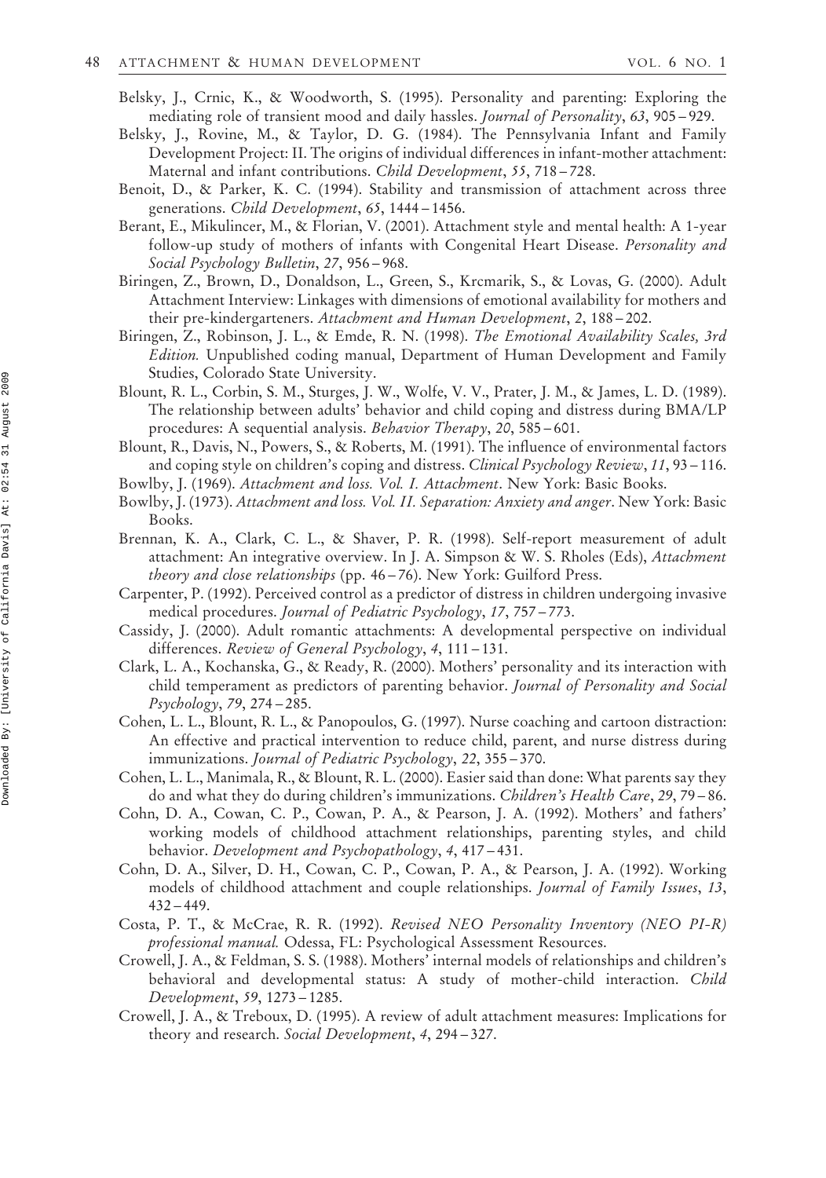Belsky, J., Crnic, K., & Woodworth, S. (1995). Personality and parenting: Exploring the mediating role of transient mood and daily hassles. *Journal of Personality*, *63*, 905–929.

Belsky, J., Rovine, M., & Taylor, D. G. (1984). The Pennsylvania Infant and Family Development Project: II. The origins of individual differences in infant-mother attachment: Maternal and infant contributions. *Child Development*, *55*, 718–728.

Benoit, D., & Parker, K. C. (1994). Stability and transmission of attachment across three generations. *Child Development*, *65*, 1444–1456.

Berant, E., Mikulincer, M., & Florian, V. (2001). Attachment style and mental health: A 1-year follow-up study of mothers of infants with Congenital Heart Disease. *Personality and Social Psychology Bulletin*, *27*, 956–968.

Biringen, Z., Brown, D., Donaldson, L., Green, S., Krcmarik, S., & Lovas, G. (2000). Adult Attachment Interview: Linkages with dimensions of emotional availability for mothers and their pre-kindergarteners. *Attachment and Human Development*, *2*, 188–202.

Biringen, Z., Robinson, J. L., & Emde, R. N. (1998). *The Emotional Availability Scales, 3rd Edition.* Unpublished coding manual, Department of Human Development and Family Studies, Colorado State University.

Blount, R. L., Corbin, S. M., Sturges, J. W., Wolfe, V. V., Prater, J. M., & James, L. D. (1989). The relationship between adults' behavior and child coping and distress during BMA/LP procedures: A sequential analysis. *Behavior Therapy*, *20*, 585–601.

Blount, R., Davis, N., Powers, S., & Roberts, M. (1991). The influence of environmental factors and coping style on children's coping and distress. *Clinical Psychology Review*, *11*, 93–116.

Bowlby, J. (1969). *Attachment and loss. Vol. I. Attachment*. New York: Basic Books.

Bowlby, J. (1973). *Attachment and loss. Vol. II. Separation: Anxiety and anger*. New York: Basic Books.

Brennan, K. A., Clark, C. L., & Shaver, P. R. (1998). Self-report measurement of adult attachment: An integrative overview. In J. A. Simpson & W. S. Rholes (Eds), *Attachment theory and close relationships* (pp. 46–76). New York: Guilford Press.

Carpenter, P. (1992). Perceived control as a predictor of distress in children undergoing invasive medical procedures. *Journal of Pediatric Psychology*, *17*, 757–773.

Cassidy, J. (2000). Adult romantic attachments: A developmental perspective on individual differences. *Review of General Psychology*, *4*, 111–131.

Clark, L. A., Kochanska, G., & Ready, R. (2000). Mothers' personality and its interaction with child temperament as predictors of parenting behavior. *Journal of Personality and Social Psychology*, *79*, 274–285.

Cohen, L. L., Blount, R. L., & Panopoulos, G. (1997). Nurse coaching and cartoon distraction: An effective and practical intervention to reduce child, parent, and nurse distress during immunizations. *Journal of Pediatric Psychology*, *22*, 355–370.

Cohen, L. L., Manimala, R., & Blount, R. L. (2000). Easier said than done: What parents say they do and what they do during children's immunizations. *Children's Health Care*, *29*, 79–86.

Cohn, D. A., Cowan, C. P., Cowan, P. A., & Pearson, J. A. (1992). Mothers' and fathers' working models of childhood attachment relationships, parenting styles, and child behavior. *Development and Psychopathology*, *4*, 417–431.

Cohn, D. A., Silver, D. H., Cowan, C. P., Cowan, P. A., & Pearson, J. A. (1992). Working models of childhood attachment and couple relationships. *Journal of Family Issues*, *13*, 432–449.

Costa, P. T., & McCrae, R. R. (1992). *Revised NEO Personality Inventory (NEO PI-R) professional manual.* Odessa, FL: Psychological Assessment Resources.

Crowell, J. A., & Feldman, S. S. (1988). Mothers' internal models of relationships and children's behavioral and developmental status: A study of mother-child interaction. *Child Development*, *59*, 1273–1285.

Crowell, J. A., & Treboux, D. (1995). A review of adult attachment measures: Implications for theory and research. *Social Development*, *4*, 294–327.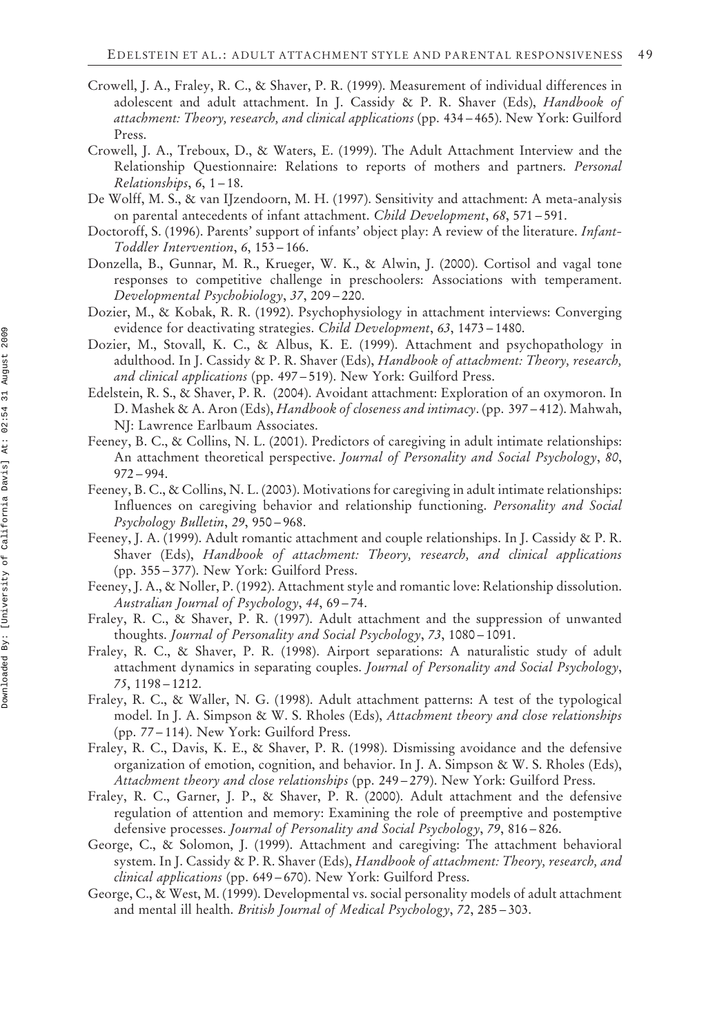Crowell, J. A., Fraley, R. C., & Shaver, P. R. (1999). Measurement of individual differences in adolescent and adult attachment. In J. Cassidy & P. R. Shaver (Eds), *Handbook of attachment: Theory, research, and clinical applications* (pp. 434 – 465). New York: Guilford Press.

Crowell, J. A., Treboux, D., & Waters, E. (1999). The Adult Attachment Interview and the Relationship Questionnaire: Relations to reports of mothers and partners. *Personal Relationships*, *6*, 1 – 18.

De Wolff, M. S., & van IJzendoorn, M. H. (1997). Sensitivity and attachment: A meta-analysis on parental antecedents of infant attachment. *Child Development*, *68*, 571 – 591.

Doctoroff, S. (1996). Parents' support of infants' object play: A review of the literature. *Infant-Toddler Intervention*, *6*, 153 – 166.

Donzella, B., Gunnar, M. R., Krueger, W. K., & Alwin, J. (2000). Cortisol and vagal tone responses to competitive challenge in preschoolers: Associations with temperament. *Developmental Psychobiology*, *37*, 209 – 220.

Dozier, M., & Kobak, R. R. (1992). Psychophysiology in attachment interviews: Converging evidence for deactivating strategies. *Child Development*, *63*, 1473 – 1480.

Dozier, M., Stovall, K. C., & Albus, K. E. (1999). Attachment and psychopathology in adulthood. In J. Cassidy & P. R. Shaver (Eds), *Handbook of attachment: Theory, research, and clinical applications* (pp. 497 – 519). New York: Guilford Press.

Edelstein, R. S., & Shaver, P. R. (2004). Avoidant attachment: Exploration of an oxymoron. In D. Mashek & A. Aron (Eds), *Handbook of closeness and intimacy*. (pp. 397 – 412). Mahwah, NJ: Lawrence Earlbaum Associates.

Feeney, B. C., & Collins, N. L. (2001). Predictors of caregiving in adult intimate relationships: An attachment theoretical perspective. *Journal of Personality and Social Psychology*, *80*, 972 – 994.

Feeney, B. C., & Collins, N. L. (2003). Motivations for caregiving in adult intimate relationships: Influences on caregiving behavior and relationship functioning. *Personality and Social Psychology Bulletin*, *29*, 950 – 968.

Feeney, J. A. (1999). Adult romantic attachment and couple relationships. In J. Cassidy & P. R. Shaver (Eds), *Handbook of attachment: Theory, research, and clinical applications* (pp. 355 – 377). New York: Guilford Press.

Feeney, J. A., & Noller, P. (1992). Attachment style and romantic love: Relationship dissolution. *Australian Journal of Psychology*, *44*, 69 – 74.

Fraley, R. C., & Shaver, P. R. (1997). Adult attachment and the suppression of unwanted thoughts. *Journal of Personality and Social Psychology*, *73*, 1080 – 1091.

Fraley, R. C., & Shaver, P. R. (1998). Airport separations: A naturalistic study of adult attachment dynamics in separating couples. *Journal of Personality and Social Psychology*, *75*, 1198 – 1212.

Fraley, R. C., & Waller, N. G. (1998). Adult attachment patterns: A test of the typological model. In J. A. Simpson & W. S. Rholes (Eds), *Attachment theory and close relationships* (pp. 77 – 114). New York: Guilford Press.

Fraley, R. C., Davis, K. E., & Shaver, P. R. (1998). Dismissing avoidance and the defensive organization of emotion, cognition, and behavior. In J. A. Simpson & W. S. Rholes (Eds), *Attachment theory and close relationships* (pp. 249 – 279). New York: Guilford Press.

Fraley, R. C., Garner, J. P., & Shaver, P. R. (2000). Adult attachment and the defensive regulation of attention and memory: Examining the role of preemptive and postemptive defensive processes. *Journal of Personality and Social Psychology*, *79*, 816 – 826.

George, C., & Solomon, J. (1999). Attachment and caregiving: The attachment behavioral system. In J. Cassidy & P. R. Shaver (Eds), *Handbook of attachment: Theory, research, and clinical applications* (pp. 649 – 670). New York: Guilford Press.

George, C., & West, M. (1999). Developmental vs. social personality models of adult attachment and mental ill health. *British Journal of Medical Psychology*, *72*, 285 – 303.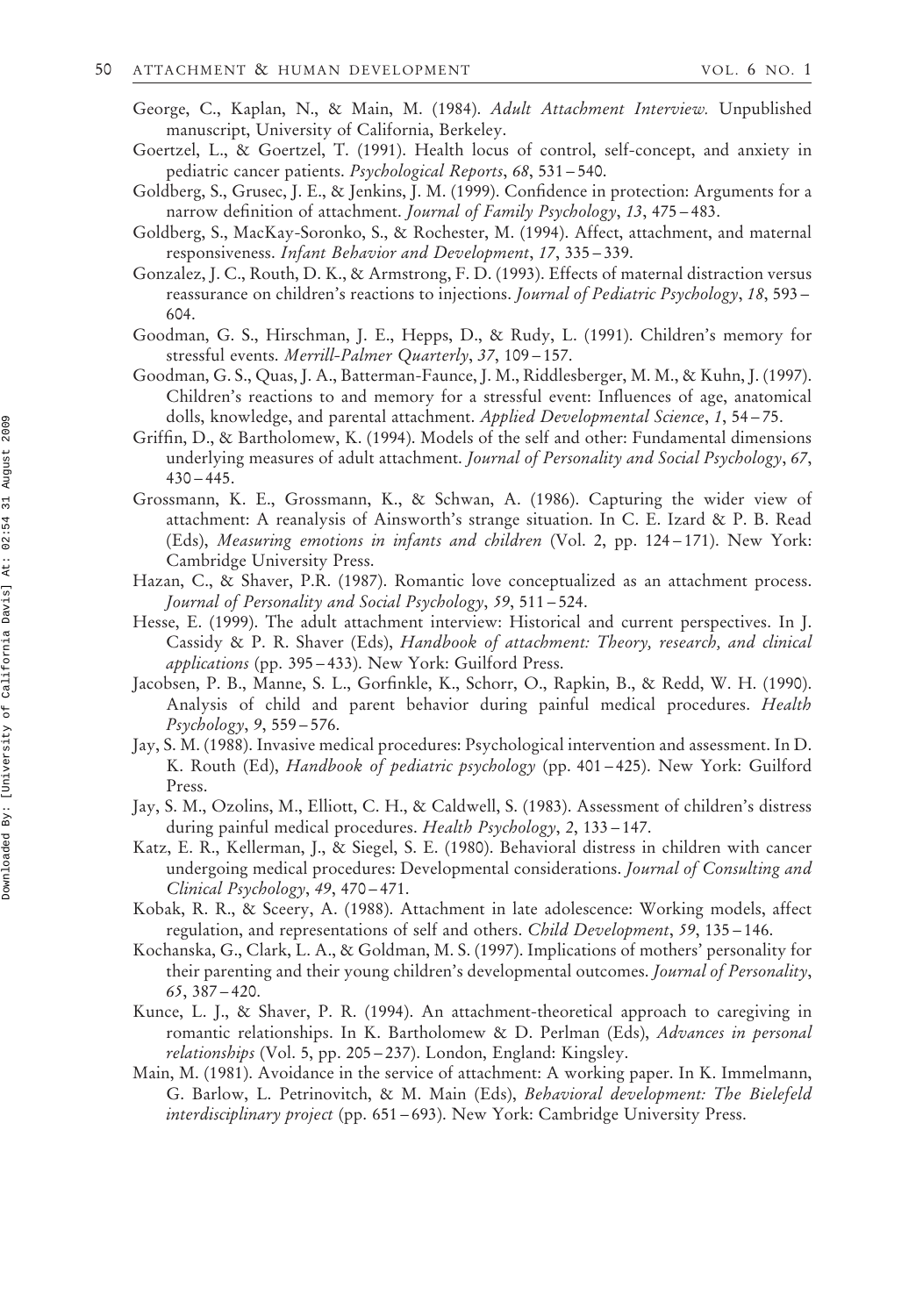George, C., Kaplan, N., & Main, M. (1984). *Adult Attachment Interview.* Unpublished manuscript, University of California, Berkeley.

Goertzel, L., & Goertzel, T. (1991). Health locus of control, self-concept, and anxiety in pediatric cancer patients. *Psychological Reports*, *68*, 531 – 540.

Goldberg, S., Grusec, J. E., & Jenkins, J. M. (1999). Confidence in protection: Arguments for a narrow definition of attachment. *Journal of Family Psychology*, *13*, 475 – 483.

Goldberg, S., MacKay-Soronko, S., & Rochester, M. (1994). Affect, attachment, and maternal responsiveness. *Infant Behavior and Development*, *17*, 335 – 339.

Gonzalez, J. C., Routh, D. K., & Armstrong, F. D. (1993). Effects of maternal distraction versus reassurance on children's reactions to injections. *Journal of Pediatric Psychology*, *18*, 593 – 604.

Goodman, G. S., Hirschman, J. E., Hepps, D., & Rudy, L. (1991). Children's memory for stressful events. *Merrill-Palmer Quarterly*, *37*, 109 – 157.

Goodman, G. S., Quas, J. A., Batterman-Faunce, J. M., Riddlesberger, M. M., & Kuhn, J. (1997). Children's reactions to and memory for a stressful event: Influences of age, anatomical dolls, knowledge, and parental attachment. *Applied Developmental Science*, *1*, 54 – 75.

Griffin, D., & Bartholomew, K. (1994). Models of the self and other: Fundamental dimensions underlying measures of adult attachment. *Journal of Personality and Social Psychology*, *67*, 430 – 445.

Grossmann, K. E., Grossmann, K., & Schwan, A. (1986). Capturing the wider view of attachment: A reanalysis of Ainsworth's strange situation. In C. E. Izard & P. B. Read (Eds), *Measuring emotions in infants and children* (Vol. 2, pp. 124 – 171). New York: Cambridge University Press.

Hazan, C., & Shaver, P.R. (1987). Romantic love conceptualized as an attachment process. *Journal of Personality and Social Psychology*, *59*, 511 – 524.

Hesse, E. (1999). The adult attachment interview: Historical and current perspectives. In J. Cassidy & P. R. Shaver (Eds), *Handbook of attachment: Theory, research, and clinical applications* (pp. 395 – 433). New York: Guilford Press.

Jacobsen, P. B., Manne, S. L., Gorfinkle, K., Schorr, O., Rapkin, B., & Redd, W. H. (1990). Analysis of child and parent behavior during painful medical procedures. *Health Psychology*, *9*, 559 – 576.

Jay, S. M. (1988). Invasive medical procedures: Psychological intervention and assessment. In D. K. Routh (Ed), *Handbook of pediatric psychology* (pp. 401 – 425). New York: Guilford Press.

Jay, S. M., Ozolins, M., Elliott, C. H., & Caldwell, S. (1983). Assessment of children's distress during painful medical procedures. *Health Psychology*, *2*, 133 – 147.

Katz, E. R., Kellerman, J., & Siegel, S. E. (1980). Behavioral distress in children with cancer undergoing medical procedures: Developmental considerations. *Journal of Consulting and Clinical Psychology*, *49*, 470 – 471.

Kobak, R. R., & Sceery, A. (1988). Attachment in late adolescence: Working models, affect regulation, and representations of self and others. *Child Development*, *59*, 135 – 146.

Kochanska, G., Clark, L. A., & Goldman, M. S. (1997). Implications of mothers' personality for their parenting and their young children's developmental outcomes. *Journal of Personality*, *65*, 387 – 420.

Kunce, L. J., & Shaver, P. R. (1994). An attachment-theoretical approach to caregiving in romantic relationships. In K. Bartholomew & D. Perlman (Eds), *Advances in personal relationships* (Vol. 5, pp. 205 – 237). London, England: Kingsley.

Main, M. (1981). Avoidance in the service of attachment: A working paper. In K. Immelmann, G. Barlow, L. Petrinovitch, & M. Main (Eds), *Behavioral development: The Bielefeld interdisciplinary project* (pp. 651 – 693). New York: Cambridge University Press.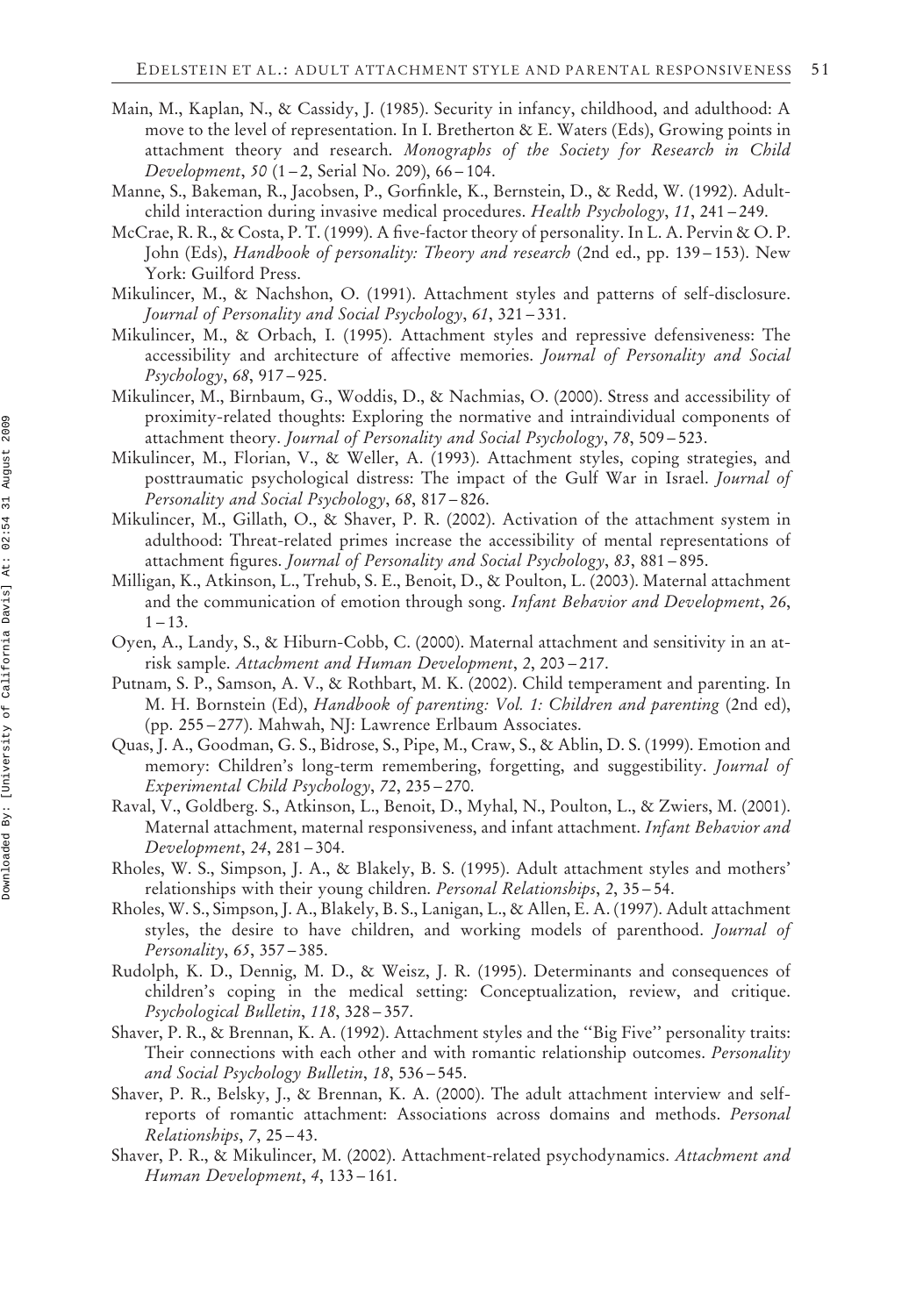Main, M., Kaplan, N., & Cassidy, J. (1985). Security in infancy, childhood, and adulthood: A move to the level of representation. In I. Bretherton & E. Waters (Eds), Growing points in attachment theory and research. *Monographs of the Society for Research in Child Development*, *50* (1 – 2, Serial No. 209), 66 – 104.

Manne, S., Bakeman, R., Jacobsen, P., Gorfinkle, K., Bernstein, D., & Redd, W. (1992). Adult-child interaction during invasive medical procedures. *Health Psychology*, *11*, 241 – 249.

McCrae, R. R., & Costa, P. T. (1999). A five-factor theory of personality. In L. A. Pervin & O. P. John (Eds), *Handbook of personality: Theory and research* (2nd ed., pp. 139 – 153). New York: Guilford Press.

Mikulincer, M., & Nachshon, O. (1991). Attachment styles and patterns of self-disclosure. *Journal of Personality and Social Psychology*, *61*, 321 – 331.

Mikulincer, M., & Orbach, I. (1995). Attachment styles and repressive defensiveness: The accessibility and architecture of affective memories. *Journal of Personality and Social Psychology*, *68*, 917 – 925.

Mikulincer, M., Birnbaum, G., Woddis, D., & Nachmias, O. (2000). Stress and accessibility of proximity-related thoughts: Exploring the normative and intraindividual components of attachment theory. *Journal of Personality and Social Psychology*, *78*, 509 – 523.

Mikulincer, M., Florian, V., & Weller, A. (1993). Attachment styles, coping strategies, and posttraumatic psychological distress: The impact of the Gulf War in Israel. *Journal of Personality and Social Psychology*, *68*, 817 – 826.

Mikulincer, M., Gillath, O., & Shaver, P. R. (2002). Activation of the attachment system in adulthood: Threat-related primes increase the accessibility of mental representations of attachment figures. *Journal of Personality and Social Psychology*, *83*, 881 – 895.

Milligan, K., Atkinson, L., Trehub, S. E., Benoit, D., & Poulton, L. (2003). Maternal attachment and the communication of emotion through song. *Infant Behavior and Development*, *26*, 1 – 13.

Oyen, A., Landy, S., & Hiburn-Cobb, C. (2000). Maternal attachment and sensitivity in an at-risk sample. *Attachment and Human Development*, *2*, 203 – 217.

Putnam, S. P., Samson, A. V., & Rothbart, M. K. (2002). Child temperament and parenting. In M. H. Bornstein (Ed), *Handbook of parenting: Vol. 1: Children and parenting* (2nd ed), (pp. 255 – 277). Mahwah, NJ: Lawrence Erlbaum Associates.

Quas, J. A., Goodman, G. S., Bidrose, S., Pipe, M., Craw, S., & Ablin, D. S. (1999). Emotion and memory: Children's long-term remembering, forgetting, and suggestibility. *Journal of Experimental Child Psychology*, *72*, 235 – 270.

Raval, V., Goldberg. S., Atkinson, L., Benoit, D., Myhal, N., Poulton, L., & Zwiers, M. (2001). Maternal attachment, maternal responsiveness, and infant attachment. *Infant Behavior and Development*, *24*, 281 – 304.

Rholes, W. S., Simpson, J. A., & Blakely, B. S. (1995). Adult attachment styles and mothers' relationships with their young children. *Personal Relationships*, *2*, 35 – 54.

Rholes, W. S., Simpson, J. A., Blakely, B. S., Lanigan, L., & Allen, E. A. (1997). Adult attachment styles, the desire to have children, and working models of parenthood. *Journal of Personality*, *65*, 357 – 385.

Rudolph, K. D., Dennig, M. D., & Weisz, J. R. (1995). Determinants and consequences of children's coping in the medical setting: Conceptualization, review, and critique. *Psychological Bulletin*, *118*, 328 – 357.

Shaver, P. R., & Brennan, K. A. (1992). Attachment styles and the "Big Five" personality traits: Their connections with each other and with romantic relationship outcomes. *Personality and Social Psychology Bulletin*, *18*, 536 – 545.

Shaver, P. R., Belsky, J., & Brennan, K. A. (2000). The adult attachment interview and self-reports of romantic attachment: Associations across domains and methods. *Personal Relationships*, *7*, 25 – 43.

Shaver, P. R., & Mikulincer, M. (2002). Attachment-related psychodynamics. *Attachment and Human Development*, *4*, 133 – 161.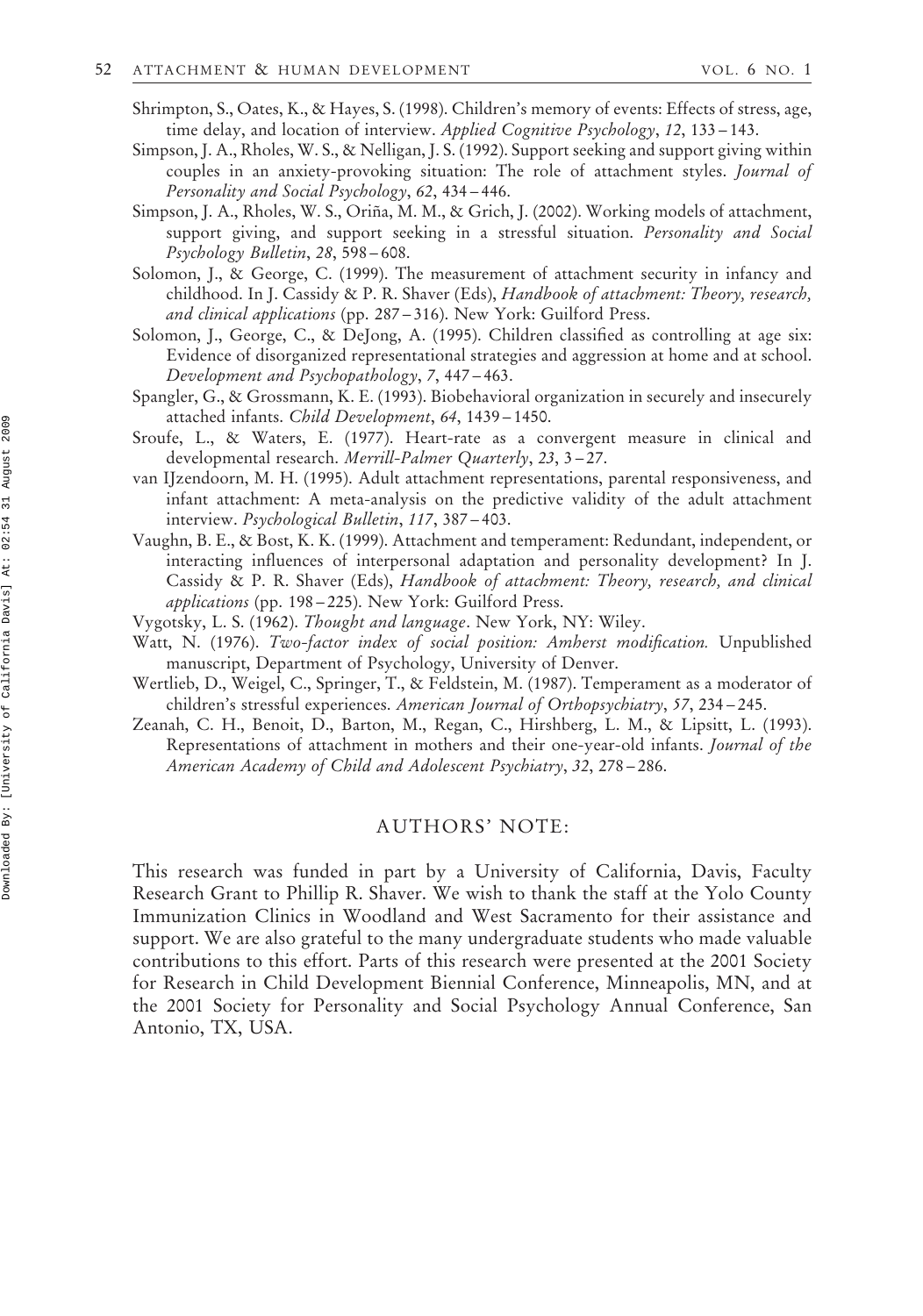Shrimpton, S., Oates, K., & Hayes, S. (1998). Children's memory of events: Effects of stress, age, time delay, and location of interview. *Applied Cognitive Psychology*, *12*, 133 – 143.

Simpson, J. A., Rholes, W. S., & Nelligan, J. S. (1992). Support seeking and support giving within couples in an anxiety-provoking situation: The role of attachment styles. *Journal of Personality and Social Psychology*, *62*, 434 – 446.

Simpson, J. A., Rholes, W. S., Oriña, M. M., & Grich, J. (2002). Working models of attachment, support giving, and support seeking in a stressful situation. *Personality and Social Psychology Bulletin*, *28*, 598 – 608.

Solomon, J., & George, C. (1999). The measurement of attachment security in infancy and childhood. In J. Cassidy & P. R. Shaver (Eds), *Handbook of attachment: Theory, research, and clinical applications* (pp. 287 – 316). New York: Guilford Press.

Solomon, J., George, C., & DeJong, A. (1995). Children classified as controlling at age six: Evidence of disorganized representational strategies and aggression at home and at school. *Development and Psychopathology*, *7*, 447 – 463.

Spangler, G., & Grossmann, K. E. (1993). Biobehavioral organization in securely and insecurely attached infants. *Child Development*, *64*, 1439 – 1450.

Sroufe, L., & Waters, E. (1977). Heart-rate as a convergent measure in clinical and developmental research. *Merrill-Palmer Quarterly*, *23*, 3 – 27.

van IJzendoorn, M. H. (1995). Adult attachment representations, parental responsiveness, and infant attachment: A meta-analysis on the predictive validity of the adult attachment interview. *Psychological Bulletin*, *117*, 387 – 403.

Vaughn, B. E., & Bost, K. K. (1999). Attachment and temperament: Redundant, independent, or interacting influences of interpersonal adaptation and personality development? In J. Cassidy & P. R. Shaver (Eds), *Handbook of attachment: Theory, research, and clinical applications* (pp. 198 – 225). New York: Guilford Press.

Vygotsky, L. S. (1962). *Thought and language*. New York, NY: Wiley.

Watt, N. (1976). *Two-factor index of social position: Amherst modification.* Unpublished manuscript, Department of Psychology, University of Denver.

Wertlieb, D., Weigel, C., Springer, T., & Feldstein, M. (1987). Temperament as a moderator of children's stressful experiences. *American Journal of Orthopsychiatry*, *57*, 234 – 245.

Zeanah, C. H., Benoit, D., Barton, M., Regan, C., Hirshberg, L. M., & Lipsitt, L. (1993). Representations of attachment in mothers and their one-year-old infants. *Journal of the American Academy of Child and Adolescent Psychiatry*, *32*, 278 – 286.

## AUTHORS' NOTE:

This research was funded in part by a University of California, Davis, Faculty Research Grant to Phillip R. Shaver. We wish to thank the staff at the Yolo County Immunization Clinics in Woodland and West Sacramento for their assistance and support. We are also grateful to the many undergraduate students who made valuable contributions to this effort. Parts of this research were presented at the 2001 Society for Research in Child Development Biennial Conference, Minneapolis, MN, and at the 2001 Society for Personality and Social Psychology Annual Conference, San Antonio, TX, USA.